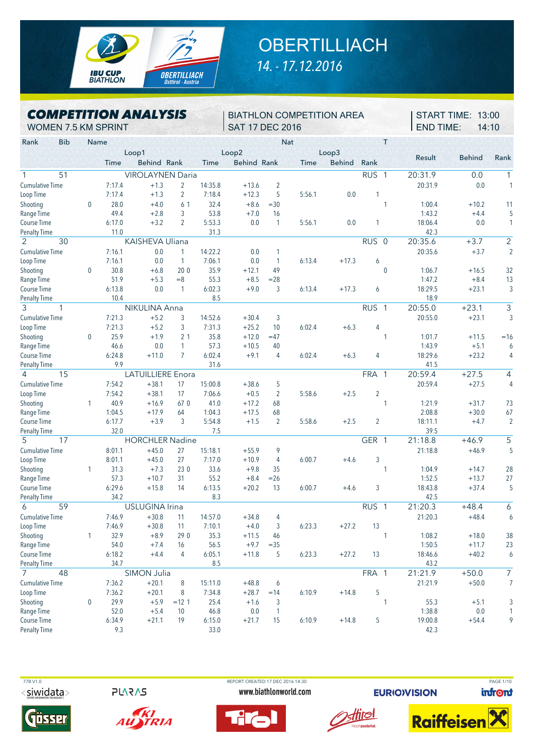# OBERTILLIACH

*14. - 17.12.2016*

## COMPETITION ANALYSIS

WOMEN 7.5 KM SPRINT

BIATHLON COMPETITION AREA
SAT 17 DEC 2016

START TIME: 13:00
END TIME: 14:10

| Rank | Bib | Name | Loop1 Time | Loop1 Behind | Loop1 Rank | Loop2 Time | Loop2 Behind | Loop2 Rank | Loop3 Time | Loop3 Behind | Loop3 Rank | Nat | T | Result | Behind | Rank |
|---|---|---|---|---|---|---|---|---|---|---|---|---|---|---|---|---|
| 1 | 51 | VIROLAYNEN Daria | | | | | | | | | | RUS | 1 | 20:31.9 | 0.0 | 1 |
| | | Cumulative Time | 7:17.4 | +1.3 | 2 | 14:35.8 | +13.6 | 2 | | | | | | 20:31.9 | 0.0 | 1 |
| | | Loop Time | 7:17.4 | +1.3 | 2 | 7:18.4 | +12.3 | 5 | 5:56.1 | 0.0 | 1 | | | | | |
| | | Shooting 0 | 28.0 | +4.0 | 6 1 | 32.4 | +8.6 | =30 | | | | | 1 | 1:00.4 | +10.2 | 11 |
| | | Range Time | 49.4 | +2.8 | 3 | 53.8 | +7.0 | 16 | | | | | | 1:43.2 | +4.4 | 5 |
| | | Course Time | 6:17.0 | +3.2 | 2 | 5:53.3 | 0.0 | 1 | 5:56.1 | 0.0 | 1 | | | 18:06.4 | 0.0 | 1 |
| | | Penalty Time | 11.0 | | | 31.3 | | | | | | | | 42.3 | | |
| 2 | 30 | KAISHEVA Uliana | | | | | | | | | | RUS | 0 | 20:35.6 | +3.7 | 2 |
| | | Cumulative Time | 7:16.1 | 0.0 | 1 | 14:22.2 | 0.0 | 1 | | | | | | 20:35.6 | +3.7 | 2 |
| | | Loop Time | 7:16.1 | 0.0 | 1 | 7:06.1 | 0.0 | 1 | 6:13.4 | +17.3 | 6 | | | | | |
| | | Shooting 0 | 30.8 | +6.8 | 20 0 | 35.9 | +12.1 | 49 | | | | | 0 | 1:06.7 | +16.5 | 32 |
| | | Range Time | 51.9 | +5.3 | =8 | 55.3 | +8.5 | =28 | | | | | | 1:47.2 | +8.4 | 13 |
| | | Course Time | 6:13.8 | 0.0 | 1 | 6:02.3 | +9.0 | 3 | 6:13.4 | +17.3 | 6 | | | 18:29.5 | +23.1 | 3 |
| | | Penalty Time | 10.4 | | | 8.5 | | | | | | | | 18.9 | | |
| 3 | 1 | NIKULINA Anna | | | | | | | | | | RUS | 1 | 20:55.0 | +23.1 | 3 |
| | | Cumulative Time | 7:21.3 | +5.2 | 3 | 14:52.6 | +30.4 | 3 | | | | | | 20:55.0 | +23.1 | 3 |
| | | Loop Time | 7:21.3 | +5.2 | 3 | 7:31.3 | +25.2 | 10 | 6:02.4 | +6.3 | 4 | | | | | |
| | | Shooting 0 | 25.9 | +1.9 | 2 1 | 35.8 | +12.0 | =47 | | | | | 1 | 1:01.7 | +11.5 | =16 |
| | | Range Time | 46.6 | 0.0 | 1 | 57.3 | +10.5 | 40 | | | | | | 1:43.9 | +5.1 | 6 |
| | | Course Time | 6:24.8 | +11.0 | 7 | 6:02.4 | +9.1 | 4 | 6:02.4 | +6.3 | 4 | | | 18:29.6 | +23.2 | 4 |
| | | Penalty Time | 9.9 | | | 31.6 | | | | | | | | 41.5 | | |
| 4 | 15 | LATUILLIERE Enora | | | | | | | | | | FRA | 1 | 20:59.4 | +27.5 | 4 |
| | | Cumulative Time | 7:54.2 | +38.1 | 17 | 15:00.8 | +38.6 | 5 | | | | | | 20:59.4 | +27.5 | 4 |
| | | Loop Time | 7:54.2 | +38.1 | 17 | 7:06.6 | +0.5 | 2 | 5:58.6 | +2.5 | 2 | | | | | |
| | | Shooting 1 | 40.9 | +16.9 | 67 0 | 41.0 | +17.2 | 68 | | | | | 1 | 1:21.9 | +31.7 | 73 |
| | | Range Time | 1:04.5 | +17.9 | 64 | 1:04.3 | +17.5 | 68 | | | | | | 2:08.8 | +30.0 | 67 |
| | | Course Time | 6:17.7 | +3.9 | 3 | 5:54.8 | +1.5 | 2 | 5:58.6 | +2.5 | 2 | | | 18:11.1 | +4.7 | 2 |
| | | Penalty Time | 32.0 | | | 7.5 | | | | | | | | 39.5 | | |
| 5 | 17 | HORCHLER Nadine | | | | | | | | | | GER | 1 | 21:18.8 | +46.9 | 5 |
| | | Cumulative Time | 8:01.1 | +45.0 | 27 | 15:18.1 | +55.9 | 9 | | | | | | 21:18.8 | +46.9 | 5 |
| | | Loop Time | 8:01.1 | +45.0 | 27 | 7:17.0 | +10.9 | 4 | 6:00.7 | +4.6 | 3 | | | | | |
| | | Shooting 1 | 31.3 | +7.3 | 23 0 | 33.6 | +9.8 | 35 | | | | | 1 | 1:04.9 | +14.7 | 28 |
| | | Range Time | 57.3 | +10.7 | 31 | 55.2 | +8.4 | =26 | | | | | | 1:52.5 | +13.7 | 27 |
| | | Course Time | 6:29.6 | +15.8 | 14 | 6:13.5 | +20.2 | 13 | 6:00.7 | +4.6 | 3 | | | 18:43.8 | +37.4 | 5 |
| | | Penalty Time | 34.2 | | | 8.3 | | | | | | | | 42.5 | | |
| 6 | 59 | USLUGINA Irina | | | | | | | | | | RUS | 1 | 21:20.3 | +48.4 | 6 |
| | | Cumulative Time | 7:46.9 | +30.8 | 11 | 14:57.0 | +34.8 | 4 | | | | | | 21:20.3 | +48.4 | 6 |
| | | Loop Time | 7:46.9 | +30.8 | 11 | 7:10.1 | +4.0 | 3 | 6:23.3 | +27.2 | 13 | | | | | |
| | | Shooting 1 | 32.9 | +8.9 | 29 0 | 35.3 | +11.5 | 46 | | | | | 1 | 1:08.2 | +18.0 | 38 |
| | | Range Time | 54.0 | +7.4 | 16 | 56.5 | +9.7 | =35 | | | | | | 1:50.5 | +11.7 | 23 |
| | | Course Time | 6:18.2 | +4.4 | 4 | 6:05.1 | +11.8 | 5 | 6:23.3 | +27.2 | 13 | | | 18:46.6 | +40.2 | 6 |
| | | Penalty Time | 34.7 | | | 8.5 | | | | | | | | 43.2 | | |
| 7 | 48 | SIMON Julia | | | | | | | | | | FRA | 1 | 21:21.9 | +50.0 | 7 |
| | | Cumulative Time | 7:36.2 | +20.1 | 8 | 15:11.0 | +48.8 | 6 | | | | | | 21:21.9 | +50.0 | 7 |
| | | Loop Time | 7:36.2 | +20.1 | 8 | 7:34.8 | +28.7 | =14 | 6:10.9 | +14.8 | 5 | | | | | |
| | | Shooting 0 | 29.9 | +5.9 | =12 1 | 25.4 | +1.6 | 3 | | | | | 1 | 55.3 | +5.1 | 3 |
| | | Range Time | 52.0 | +5.4 | 10 | 46.8 | 0.0 | 1 | | | | | | 1:38.8 | 0.0 | 1 |
| | | Course Time | 6:34.9 | +21.1 | 19 | 6:15.0 | +21.7 | 15 | 6:10.9 | +14.8 | 5 | | | 19:00.8 | +54.4 | 9 |
| | | Penalty Time | 9.3 | | | 33.0 | | | | | | | | 42.3 | | |

77B V1.0 — REPORT CREATED 17 DEC 2016 14:30 — www.biathlonworld.com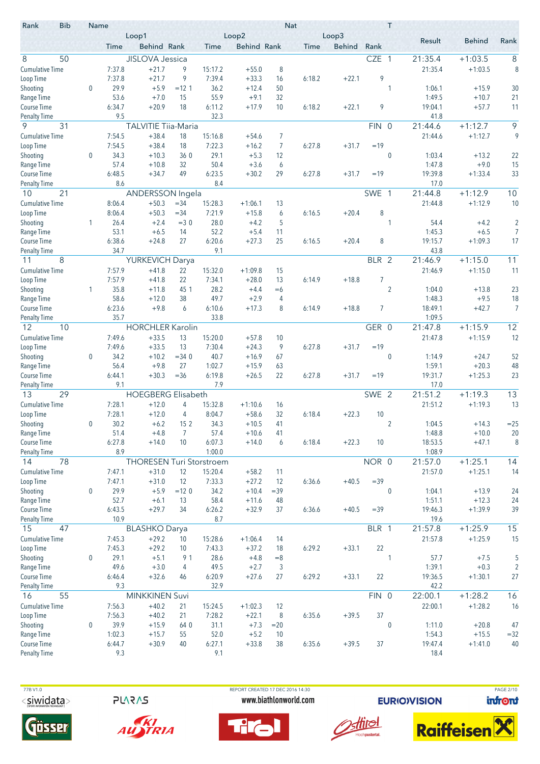| Rank | Bib | Name | | Loop1 | | | Loop2 | | | Loop3 | | Nat | T | Result | Behind | Rank |
|---|---|---|---|---|---|---|---|---|---|---|---|---|---|---|---|---|
| | | | Time | Behind | Rank | Time | Behind | Rank | Time | Behind | Rank | | | | | |
| 8 | 50 | JISLOVA Jessica | | | | | | | | | | CZE | 1 | 21:35.4 | +1:03.5 | 8 |
| Cumulative Time | | | 7:37.8 | +21.7 | 9 | 15:17.2 | +55.0 | 8 | | | | | | 21:35.4 | +1:03.5 | 8 |
| Loop Time | | | 7:37.8 | +21.7 | 9 | 7:39.4 | +33.3 | 16 | 6:18.2 | +22.1 | 9 | | | | | |
| Shooting | | 0 | 29.9 | +5.9 | =12 1 | 36.2 | +12.4 | 50 | | | | | 1 | 1:06.1 | +15.9 | 30 |
| Range Time | | | 53.6 | +7.0 | 15 | 55.9 | +9.1 | 32 | | | | | | 1:49.5 | +10.7 | 21 |
| Course Time | | | 6:34.7 | +20.9 | 18 | 6:11.2 | +17.9 | 10 | 6:18.2 | +22.1 | 9 | | | 19:04.1 | +57.7 | 11 |
| Penalty Time | | | 9.5 | | | 32.3 | | | | | | | | 41.8 | | |
| 9 | 31 | TALVITIE Tiia-Maria | | | | | | | | | | FIN | 0 | 21:44.6 | +1:12.7 | 9 |
| Cumulative Time | | | 7:54.5 | +38.4 | 18 | 15:16.8 | +54.6 | 7 | | | | | | 21:44.6 | +1:12.7 | 9 |
| Loop Time | | | 7:54.5 | +38.4 | 18 | 7:22.3 | +16.2 | 7 | 6:27.8 | +31.7 | =19 | | | | | |
| Shooting | | 0 | 34.3 | +10.3 | 36 0 | 29.1 | +5.3 | 12 | | | | | 0 | 1:03.4 | +13.2 | 22 |
| Range Time | | | 57.4 | +10.8 | 32 | 50.4 | +3.6 | 6 | | | | | | 1:47.8 | +9.0 | 15 |
| Course Time | | | 6:48.5 | +34.7 | 49 | 6:23.5 | +30.2 | 29 | 6:27.8 | +31.7 | =19 | | | 19:39.8 | +1:33.4 | 33 |
| Penalty Time | | | 8.6 | | | 8.4 | | | | | | | | 17.0 | | |
| 10 | 21 | ANDERSSON Ingela | | | | | | | | | | SWE | 1 | 21:44.8 | +1:12.9 | 10 |
| Cumulative Time | | | 8:06.4 | +50.3 | =34 | 15:28.3 | +1:06.1 | 13 | | | | | | 21:44.8 | +1:12.9 | 10 |
| Loop Time | | | 8:06.4 | +50.3 | =34 | 7:21.9 | +15.8 | 6 | 6:16.5 | +20.4 | 8 | | | | | |
| Shooting | | 1 | 26.4 | +2.4 | =3 0 | 28.0 | +4.2 | 5 | | | | | 1 | 54.4 | +4.2 | 2 |
| Range Time | | | 53.1 | +6.5 | 14 | 52.2 | +5.4 | 11 | | | | | | 1:45.3 | +6.5 | 7 |
| Course Time | | | 6:38.6 | +24.8 | 27 | 6:20.6 | +27.3 | 25 | 6:16.5 | +20.4 | 8 | | | 19:15.7 | +1:09.3 | 17 |
| Penalty Time | | | 34.7 | | | 9.1 | | | | | | | | 43.8 | | |
| 11 | 8 | YURKEVICH Darya | | | | | | | | | | BLR | 2 | 21:46.9 | +1:15.0 | 11 |
| Cumulative Time | | | 7:57.9 | +41.8 | 22 | 15:32.0 | +1:09.8 | 15 | | | | | | 21:46.9 | +1:15.0 | 11 |
| Loop Time | | | 7:57.9 | +41.8 | 22 | 7:34.1 | +28.0 | 13 | 6:14.9 | +18.8 | 7 | | | | | |
| Shooting | | 1 | 35.8 | +11.8 | 45 1 | 28.2 | +4.4 | =6 | | | | | 2 | 1:04.0 | +13.8 | 23 |
| Range Time | | | 58.6 | +12.0 | 38 | 49.7 | +2.9 | 4 | | | | | | 1:48.3 | +9.5 | 18 |
| Course Time | | | 6:23.6 | +9.8 | 6 | 6:10.6 | +17.3 | 8 | 6:14.9 | +18.8 | 7 | | | 18:49.1 | +42.7 | 7 |
| Penalty Time | | | 35.7 | | | 33.8 | | | | | | | | 1:09.5 | | |
| 12 | 10 | HORCHLER Karolin | | | | | | | | | | GER | 0 | 21:47.8 | +1:15.9 | 12 |
| Cumulative Time | | | 7:49.6 | +33.5 | 13 | 15:20.0 | +57.8 | 10 | | | | | | 21:47.8 | +1:15.9 | 12 |
| Loop Time | | | 7:49.6 | +33.5 | 13 | 7:30.4 | +24.3 | 9 | 6:27.8 | +31.7 | =19 | | | | | |
| Shooting | | 0 | 34.2 | +10.2 | =34 0 | 40.7 | +16.9 | 67 | | | | | 0 | 1:14.9 | +24.7 | 52 |
| Range Time | | | 56.4 | +9.8 | 27 | 1:02.7 | +15.9 | 63 | | | | | | 1:59.1 | +20.3 | 48 |
| Course Time | | | 6:44.1 | +30.3 | =36 | 6:19.8 | +26.5 | 22 | 6:27.8 | +31.7 | =19 | | | 19:31.7 | +1:25.3 | 23 |
| Penalty Time | | | 9.1 | | | 7.9 | | | | | | | | 17.0 | | |
| 13 | 29 | HOEGBERG Elisabeth | | | | | | | | | | SWE | 2 | 21:51.2 | +1:19.3 | 13 |
| Cumulative Time | | | 7:28.1 | +12.0 | 4 | 15:32.8 | +1:10.6 | 16 | | | | | | 21:51.2 | +1:19.3 | 13 |
| Loop Time | | | 7:28.1 | +12.0 | 4 | 8:04.7 | +58.6 | 32 | 6:18.4 | +22.3 | 10 | | | | | |
| Shooting | | 0 | 30.2 | +6.2 | 15 2 | 34.3 | +10.5 | 41 | | | | | 2 | 1:04.5 | +14.3 | =25 |
| Range Time | | | 51.4 | +4.8 | 7 | 57.4 | +10.6 | 41 | | | | | | 1:48.8 | +10.0 | 20 |
| Course Time | | | 6:27.8 | +14.0 | 10 | 6:07.3 | +14.0 | 6 | 6:18.4 | +22.3 | 10 | | | 18:53.5 | +47.1 | 8 |
| Penalty Time | | | 8.9 | | | 1:00.0 | | | | | | | | 1:08.9 | | |
| 14 | 78 | THORESEN Turi Storstroem | | | | | | | | | | NOR | 0 | 21:57.0 | +1:25.1 | 14 |
| Cumulative Time | | | 7:47.1 | +31.0 | 12 | 15:20.4 | +58.2 | 11 | | | | | | 21:57.0 | +1:25.1 | 14 |
| Loop Time | | | 7:47.1 | +31.0 | 12 | 7:33.3 | +27.2 | 12 | 6:36.6 | +40.5 | =39 | | | | | |
| Shooting | | 0 | 29.9 | +5.9 | =12 0 | 34.2 | +10.4 | =39 | | | | | 0 | 1:04.1 | +13.9 | 24 |
| Range Time | | | 52.7 | +6.1 | 13 | 58.4 | +11.6 | 48 | | | | | | 1:51.1 | +12.3 | 24 |
| Course Time | | | 6:43.5 | +29.7 | 34 | 6:26.2 | +32.9 | 37 | 6:36.6 | +40.5 | =39 | | | 19:46.3 | +1:39.9 | 39 |
| Penalty Time | | | 10.9 | | | 8.7 | | | | | | | | 19.6 | | |
| 15 | 47 | BLASHKO Darya | | | | | | | | | | BLR | 1 | 21:57.8 | +1:25.9 | 15 |
| Cumulative Time | | | 7:45.3 | +29.2 | 10 | 15:28.6 | +1:06.4 | 14 | | | | | | 21:57.8 | +1:25.9 | 15 |
| Loop Time | | | 7:45.3 | +29.2 | 10 | 7:43.3 | +37.2 | 18 | 6:29.2 | +33.1 | 22 | | | | | |
| Shooting | | 0 | 29.1 | +5.1 | 9 1 | 28.6 | +4.8 | =8 | | | | | 1 | 57.7 | +7.5 | 5 |
| Range Time | | | 49.6 | +3.0 | 4 | 49.5 | +2.7 | 3 | | | | | | 1:39.1 | +0.3 | 2 |
| Course Time | | | 6:46.4 | +32.6 | 46 | 6:20.9 | +27.6 | 27 | 6:29.2 | +33.1 | 22 | | | 19:36.5 | +1:30.1 | 27 |
| Penalty Time | | | 9.3 | | | 32.9 | | | | | | | | 42.2 | | |
| 16 | 55 | MINKKINEN Suvi | | | | | | | | | | FIN | 0 | 22:00.1 | +1:28.2 | 16 |
| Cumulative Time | | | 7:56.3 | +40.2 | 21 | 15:24.5 | +1:02.3 | 12 | | | | | | 22:00.1 | +1:28.2 | 16 |
| Loop Time | | | 7:56.3 | +40.2 | 21 | 7:28.2 | +22.1 | 8 | 6:35.6 | +39.5 | 37 | | | | | |
| Shooting | | 0 | 39.9 | +15.9 | 64 0 | 31.1 | +7.3 | =20 | | | | | 0 | 1:11.0 | +20.8 | 47 |
| Range Time | | | 1:02.3 | +15.7 | 55 | 52.0 | +5.2 | 10 | | | | | | 1:54.3 | +15.5 | =32 |
| Course Time | | | 6:44.7 | +30.9 | 40 | 6:27.1 | +33.8 | 38 | 6:35.6 | +39.5 | 37 | | | 19:47.4 | +1:41.0 | 40 |
| Penalty Time | | | 9.3 | | | 9.1 | | | | | | | | 18.4 | | |

77B V1.0 REPORT CREATED 17 DEC 2016 14:30 www.biathlonworld.com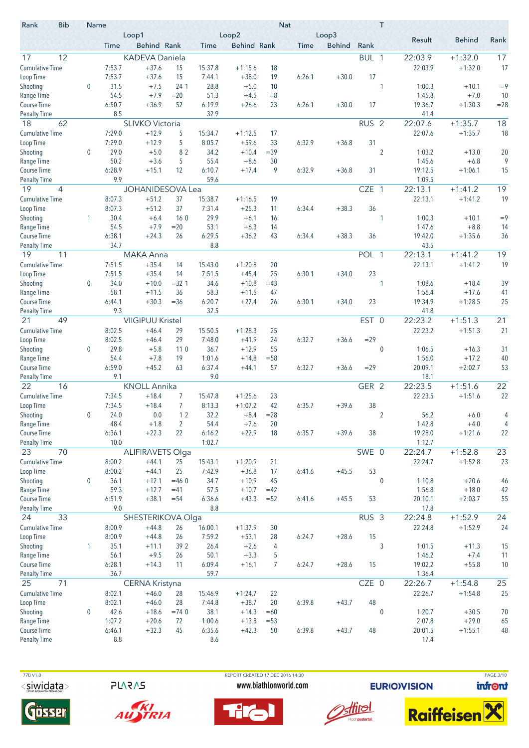| Rank | Bib | Name | | | | | | Nat | | | | T | | | |
|---|---|---|---|---|---|---|---|---|---|---|---|---|---|---|---|
| | | | Loop1 | | | Loop2 | | | Loop3 | | | | Result | Behind | Rank |
| | | | Time | Behind | Rank | Time | Behind | Rank | Time | Behind | Rank | | | | |
| 17 | 12 | KADEVA Daniela | | | | | | | | | BUL | 1 | 22:03.9 | +1:32.0 | 17 |
| Cumulative Time | | | 7:53.7 | +37.6 | 15 | 15:37.8 | +1:15.6 | 18 | | | | | 22:03.9 | +1:32.0 | 17 |
| Loop Time | | | 7:53.7 | +37.6 | 15 | 7:44.1 | +38.0 | 19 | 6:26.1 | +30.0 | 17 | | | | |
| Shooting | | 0 | 31.5 | +7.5 | 24 1 | 28.8 | +5.0 | 10 | | | | 1 | 1:00.3 | +10.1 | =9 |
| Range Time | | | 54.5 | +7.9 | =20 | 51.3 | +4.5 | =8 | | | | | 1:45.8 | +7.0 | 10 |
| Course Time | | | 6:50.7 | +36.9 | 52 | 6:19.9 | +26.6 | 23 | 6:26.1 | +30.0 | 17 | | 19:36.7 | +1:30.3 | =28 |
| Penalty Time | | | 8.5 | | | 32.9 | | | | | | | 41.4 | | |
| 18 | 62 | SLIVKO Victoria | | | | | | | | | RUS | 2 | 22:07.6 | +1:35.7 | 18 |
| Cumulative Time | | | 7:29.0 | +12.9 | 5 | 15:34.7 | +1:12.5 | 17 | | | | | 22:07.6 | +1:35.7 | 18 |
| Loop Time | | | 7:29.0 | +12.9 | 5 | 8:05.7 | +59.6 | 33 | 6:32.9 | +36.8 | 31 | | | | |
| Shooting | | 0 | 29.0 | +5.0 | 8 2 | 34.2 | +10.4 | =39 | | | | 2 | 1:03.2 | +13.0 | 20 |
| Range Time | | | 50.2 | +3.6 | 5 | 55.4 | +8.6 | 30 | | | | | 1:45.6 | +6.8 | 9 |
| Course Time | | | 6:28.9 | +15.1 | 12 | 6:10.7 | +17.4 | 9 | 6:32.9 | +36.8 | 31 | | 19:12.5 | +1:06.1 | 15 |
| Penalty Time | | | 9.9 | | | 59.6 | | | | | | | 1:09.5 | | |
| 19 | 4 | JOHANIDESOVA Lea | | | | | | | | | CZE | 1 | 22:13.1 | +1:41.2 | 19 |
| Cumulative Time | | | 8:07.3 | +51.2 | 37 | 15:38.7 | +1:16.5 | 19 | | | | | 22:13.1 | +1:41.2 | 19 |
| Loop Time | | | 8:07.3 | +51.2 | 37 | 7:31.4 | +25.3 | 11 | 6:34.4 | +38.3 | 36 | | | | |
| Shooting | | 1 | 30.4 | +6.4 | 16 0 | 29.9 | +6.1 | 16 | | | | 1 | 1:00.3 | +10.1 | =9 |
| Range Time | | | 54.5 | +7.9 | =20 | 53.1 | +6.3 | 14 | | | | | 1:47.6 | +8.8 | 14 |
| Course Time | | | 6:38.1 | +24.3 | 26 | 6:29.5 | +36.2 | 43 | 6:34.4 | +38.3 | 36 | | 19:42.0 | +1:35.6 | 36 |
| Penalty Time | | | 34.7 | | | 8.8 | | | | | | | 43.5 | | |
| 19 | 11 | MAKA Anna | | | | | | | | | POL | 1 | 22:13.1 | +1:41.2 | 19 |
| Cumulative Time | | | 7:51.5 | +35.4 | 14 | 15:43.0 | +1:20.8 | 20 | | | | | 22:13.1 | +1:41.2 | 19 |
| Loop Time | | | 7:51.5 | +35.4 | 14 | 7:51.5 | +45.4 | 25 | 6:30.1 | +34.0 | 23 | | | | |
| Shooting | | 0 | 34.0 | +10.0 | =32 1 | 34.6 | +10.8 | =43 | | | | 1 | 1:08.6 | +18.4 | 39 |
| Range Time | | | 58.1 | +11.5 | 36 | 58.3 | +11.5 | 47 | | | | | 1:56.4 | +17.6 | 41 |
| Course Time | | | 6:44.1 | +30.3 | =36 | 6:20.7 | +27.4 | 26 | 6:30.1 | +34.0 | 23 | | 19:34.9 | +1:28.5 | 25 |
| Penalty Time | | | 9.3 | | | 32.5 | | | | | | | 41.8 | | |
| 21 | 49 | VIIGIPUU Kristel | | | | | | | | | EST | 0 | 22:23.2 | +1:51.3 | 21 |
| Cumulative Time | | | 8:02.5 | +46.4 | 29 | 15:50.5 | +1:28.3 | 25 | | | | | 22:23.2 | +1:51.3 | 21 |
| Loop Time | | | 8:02.5 | +46.4 | 29 | 7:48.0 | +41.9 | 24 | 6:32.7 | +36.6 | =29 | | | | |
| Shooting | | 0 | 29.8 | +5.8 | 11 0 | 36.7 | +12.9 | 55 | | | | 0 | 1:06.5 | +16.3 | 31 |
| Range Time | | | 54.4 | +7.8 | 19 | 1:01.6 | +14.8 | =58 | | | | | 1:56.0 | +17.2 | 40 |
| Course Time | | | 6:59.0 | +45.2 | 63 | 6:37.4 | +44.1 | 57 | 6:32.7 | +36.6 | =29 | | 20:09.1 | +2:02.7 | 53 |
| Penalty Time | | | 9.1 | | | 9.0 | | | | | | | 18.1 | | |
| 22 | 16 | KNOLL Annika | | | | | | | | | GER | 2 | 22:23.5 | +1:51.6 | 22 |
| Cumulative Time | | | 7:34.5 | +18.4 | 7 | 15:47.8 | +1:25.6 | 23 | | | | | 22:23.5 | +1:51.6 | 22 |
| Loop Time | | | 7:34.5 | +18.4 | 7 | 8:13.3 | +1:07.2 | 42 | 6:35.7 | +39.6 | 38 | | | | |
| Shooting | | 0 | 24.0 | 0.0 | 1 2 | 32.2 | +8.4 | =28 | | | | 2 | 56.2 | +6.0 | 4 |
| Range Time | | | 48.4 | +1.8 | 2 | 54.4 | +7.6 | 20 | | | | | 1:42.8 | +4.0 | 4 |
| Course Time | | | 6:36.1 | +22.3 | 22 | 6:16.2 | +22.9 | 18 | 6:35.7 | +39.6 | 38 | | 19:28.0 | +1:21.6 | 22 |
| Penalty Time | | | 10.0 | | | 1:02.7 | | | | | | | 1:12.7 | | |
| 23 | 70 | ALIFIRAVETS Olga | | | | | | | | | SWE | 0 | 22:24.7 | +1:52.8 | 23 |
| Cumulative Time | | | 8:00.2 | +44.1 | 25 | 15:43.1 | +1:20.9 | 21 | | | | | 22:24.7 | +1:52.8 | 23 |
| Loop Time | | | 8:00.2 | +44.1 | 25 | 7:42.9 | +36.8 | 17 | 6:41.6 | +45.5 | 53 | | | | |
| Shooting | | 0 | 36.1 | +12.1 | =46 0 | 34.7 | +10.9 | 45 | | | | 0 | 1:10.8 | +20.6 | 46 |
| Range Time | | | 59.3 | +12.7 | =41 | 57.5 | +10.7 | =42 | | | | | 1:56.8 | +18.0 | 42 |
| Course Time | | | 6:51.9 | +38.1 | =54 | 6:36.6 | +43.3 | =52 | 6:41.6 | +45.5 | 53 | | 20:10.1 | +2:03.7 | 55 |
| Penalty Time | | | 9.0 | | | 8.8 | | | | | | | 17.8 | | |
| 24 | 33 | SHESTERIKOVA Olga | | | | | | | | | RUS | 3 | 22:24.8 | +1:52.9 | 24 |
| Cumulative Time | | | 8:00.9 | +44.8 | 26 | 16:00.1 | +1:37.9 | 30 | | | | | 22:24.8 | +1:52.9 | 24 |
| Loop Time | | | 8:00.9 | +44.8 | 26 | 7:59.2 | +53.1 | 28 | 6:24.7 | +28.6 | 15 | | | | |
| Shooting | | 1 | 35.1 | +11.1 | 39 2 | 26.4 | +2.6 | 4 | | | | 3 | 1:01.5 | +11.3 | 15 |
| Range Time | | | 56.1 | +9.5 | 26 | 50.1 | +3.3 | 5 | | | | | 1:46.2 | +7.4 | 11 |
| Course Time | | | 6:28.1 | +14.3 | 11 | 6:09.4 | +16.1 | 7 | 6:24.7 | +28.6 | 15 | | 19:02.2 | +55.8 | 10 |
| Penalty Time | | | 36.7 | | | 59.7 | | | | | | | 1:36.4 | | |
| 25 | 71 | CERNA Kristyna | | | | | | | | | CZE | 0 | 22:26.7 | +1:54.8 | 25 |
| Cumulative Time | | | 8:02.1 | +46.0 | 28 | 15:46.9 | +1:24.7 | 22 | | | | | 22:26.7 | +1:54.8 | 25 |
| Loop Time | | | 8:02.1 | +46.0 | 28 | 7:44.8 | +38.7 | 20 | 6:39.8 | +43.7 | 48 | | | | |
| Shooting | | 0 | 42.6 | +18.6 | =74 0 | 38.1 | +14.3 | =60 | | | | 0 | 1:20.7 | +30.5 | 70 |
| Range Time | | | 1:07.2 | +20.6 | 72 | 1:00.6 | +13.8 | =53 | | | | | 2:07.8 | +29.0 | 65 |
| Course Time | | | 6:46.1 | +32.3 | 45 | 6:35.6 | +42.3 | 50 | 6:39.8 | +43.7 | 48 | | 20:01.5 | +1:55.1 | 48 |
| Penalty Time | | | 8.8 | | | 8.6 | | | | | | | 17.4 | | |

77B V1.0 REPORT CREATED 17 DEC 2016 14:30

www.biathlonworld.com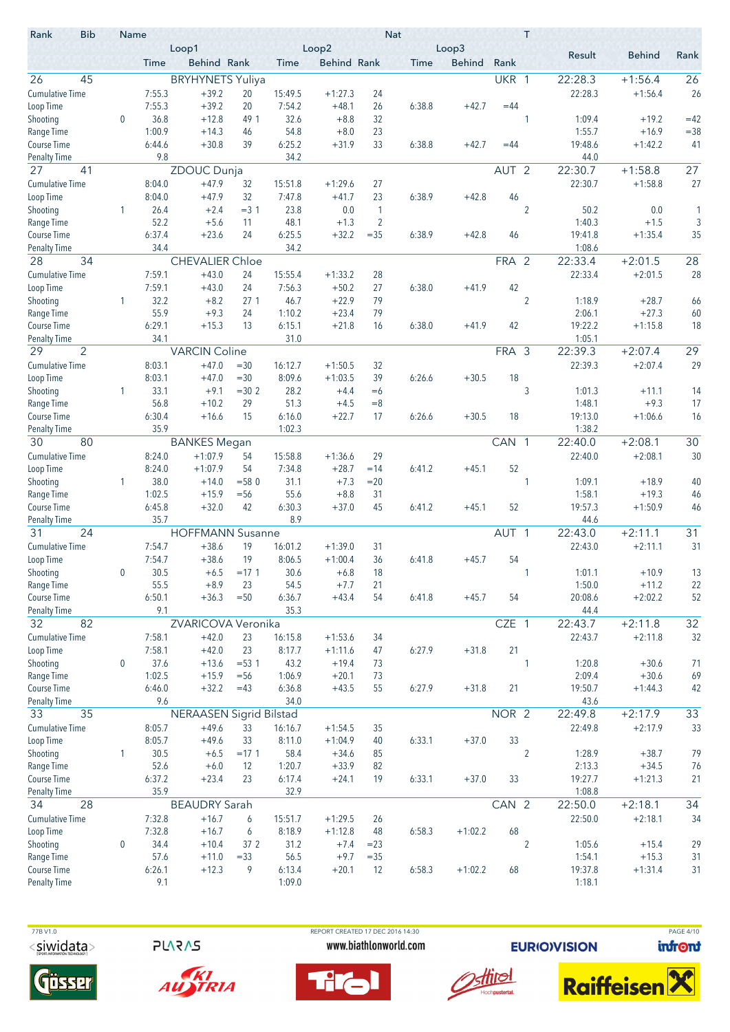| Rank | Bib | Name | | | | | | | | Nat | T | Result | Behind | Rank |
|---|---|---|---|---|---|---|---|---|---|---|---|---|---|---|
| | | | Loop1 | | | Loop2 | | | Loop3 | | | | | |
| | | | Time | Behind | Rank | Time | Behind | Rank | Time | Behind | Rank | | | |
| 26 | 45 | BRYHYNETS Yuliya | | | | | | | | UKR | 1 | 22:28.3 | +1:56.4 | 26 |
| Cumulative Time | | | 7:55.3 | +39.2 | 20 | 15:49.5 | +1:27.3 | 24 | | | | 22:28.3 | +1:56.4 | 26 |
| Loop Time | | | 7:55.3 | +39.2 | 20 | 7:54.2 | +48.1 | 26 | 6:38.8 | +42.7 | =44 | | | |
| Shooting | | 0 | 36.8 | +12.8 | 49 1 | 32.6 | +8.8 | 32 | | | 1 | 1:09.4 | +19.2 | =42 |
| Range Time | | | 1:00.9 | +14.3 | 46 | 54.8 | +8.0 | 23 | | | | 1:55.7 | +16.9 | =38 |
| Course Time | | | 6:44.6 | +30.8 | 39 | 6:25.2 | +31.9 | 33 | 6:38.8 | +42.7 | =44 | 19:48.6 | +1:42.2 | 41 |
| Penalty Time | | | 9.8 | | | 34.2 | | | | | | 44.0 | | |
| 27 | 41 | ZDOUC Dunja | | | | | | | | AUT | 2 | 22:30.7 | +1:58.8 | 27 |
| Cumulative Time | | | 8:04.0 | +47.9 | 32 | 15:51.8 | +1:29.6 | 27 | | | | 22:30.7 | +1:58.8 | 27 |
| Loop Time | | | 8:04.0 | +47.9 | 32 | 7:47.8 | +41.7 | 23 | 6:38.9 | +42.8 | 46 | | | |
| Shooting | | 1 | 26.4 | +2.4 | =3 1 | 23.8 | 0.0 | 1 | | | 2 | 50.2 | 0.0 | 1 |
| Range Time | | | 52.2 | +5.6 | 11 | 48.1 | +1.3 | 2 | | | | 1:40.3 | +1.5 | 3 |
| Course Time | | | 6:37.4 | +23.6 | 24 | 6:25.5 | +32.2 | =35 | 6:38.9 | +42.8 | 46 | 19:41.8 | +1:35.4 | 35 |
| Penalty Time | | | 34.4 | | | 34.2 | | | | | | 1:08.6 | | |
| 28 | 34 | CHEVALIER Chloe | | | | | | | | FRA | 2 | 22:33.4 | +2:01.5 | 28 |
| Cumulative Time | | | 7:59.1 | +43.0 | 24 | 15:55.4 | +1:33.2 | 28 | | | | 22:33.4 | +2:01.5 | 28 |
| Loop Time | | | 7:59.1 | +43.0 | 24 | 7:56.3 | +50.2 | 27 | 6:38.0 | +41.9 | 42 | | | |
| Shooting | | 1 | 32.2 | +8.2 | 27 1 | 46.7 | +22.9 | 79 | | | 2 | 1:18.9 | +28.7 | 66 |
| Range Time | | | 55.9 | +9.3 | 24 | 1:10.2 | +23.4 | 79 | | | | 2:06.1 | +27.3 | 60 |
| Course Time | | | 6:29.1 | +15.3 | 13 | 6:15.1 | +21.8 | 16 | 6:38.0 | +41.9 | 42 | 19:22.2 | +1:15.8 | 18 |
| Penalty Time | | | 34.1 | | | 31.0 | | | | | | 1:05.1 | | |
| 29 | 2 | VARCIN Coline | | | | | | | | FRA | 3 | 22:39.3 | +2:07.4 | 29 |
| Cumulative Time | | | 8:03.1 | +47.0 | =30 | 16:12.7 | +1:50.5 | 32 | | | | 22:39.3 | +2:07.4 | 29 |
| Loop Time | | | 8:03.1 | +47.0 | =30 | 8:09.6 | +1:03.5 | 39 | 6:26.6 | +30.5 | 18 | | | |
| Shooting | | 1 | 33.1 | +9.1 | =30 2 | 28.2 | +4.4 | =6 | | | 3 | 1:01.3 | +11.1 | 14 |
| Range Time | | | 56.8 | +10.2 | 29 | 51.3 | +4.5 | =8 | | | | 1:48.1 | +9.3 | 17 |
| Course Time | | | 6:30.4 | +16.6 | 15 | 6:16.0 | +22.7 | 17 | 6:26.6 | +30.5 | 18 | 19:13.0 | +1:06.6 | 16 |
| Penalty Time | | | 35.9 | | | 1:02.3 | | | | | | 1:38.2 | | |
| 30 | 80 | BANKES Megan | | | | | | | | CAN | 1 | 22:40.0 | +2:08.1 | 30 |
| Cumulative Time | | | 8:24.0 | +1:07.9 | 54 | 15:58.8 | +1:36.6 | 29 | | | | 22:40.0 | +2:08.1 | 30 |
| Loop Time | | | 8:24.0 | +1:07.9 | 54 | 7:34.8 | +28.7 | =14 | 6:41.2 | +45.1 | 52 | | | |
| Shooting | | 1 | 38.0 | +14.0 | =58 0 | 31.1 | +7.3 | =20 | | | 1 | 1:09.1 | +18.9 | 40 |
| Range Time | | | 1:02.5 | +15.9 | =56 | 55.6 | +8.8 | 31 | | | | 1:58.1 | +19.3 | 46 |
| Course Time | | | 6:45.8 | +32.0 | 42 | 6:30.3 | +37.0 | 45 | 6:41.2 | +45.1 | 52 | 19:57.3 | +1:50.9 | 46 |
| Penalty Time | | | 35.7 | | | 8.9 | | | | | | 44.6 | | |
| 31 | 24 | HOFFMANN Susanne | | | | | | | | AUT | 1 | 22:43.0 | +2:11.1 | 31 |
| Cumulative Time | | | 7:54.7 | +38.6 | 19 | 16:01.2 | +1:39.0 | 31 | | | | 22:43.0 | +2:11.1 | 31 |
| Loop Time | | | 7:54.7 | +38.6 | 19 | 8:06.5 | +1:00.4 | 36 | 6:41.8 | +45.7 | 54 | | | |
| Shooting | | 0 | 30.5 | +6.5 | =17 1 | 30.6 | +6.8 | 18 | | | 1 | 1:01.1 | +10.9 | 13 |
| Range Time | | | 55.5 | +8.9 | 23 | 54.5 | +7.7 | 21 | | | | 1:50.0 | +11.2 | 22 |
| Course Time | | | 6:50.1 | +36.3 | =50 | 6:36.7 | +43.4 | 54 | 6:41.8 | +45.7 | 54 | 20:08.6 | +2:02.2 | 52 |
| Penalty Time | | | 9.1 | | | 35.3 | | | | | | 44.4 | | |
| 32 | 82 | ZVARICOVA Veronika | | | | | | | | CZE | 1 | 22:43.7 | +2:11.8 | 32 |
| Cumulative Time | | | 7:58.1 | +42.0 | 23 | 16:15.8 | +1:53.6 | 34 | | | | 22:43.7 | +2:11.8 | 32 |
| Loop Time | | | 7:58.1 | +42.0 | 23 | 8:17.7 | +1:11.6 | 47 | 6:27.9 | +31.8 | 21 | | | |
| Shooting | | 0 | 37.6 | +13.6 | =53 1 | 43.2 | +19.4 | 73 | | | 1 | 1:20.8 | +30.6 | 71 |
| Range Time | | | 1:02.5 | +15.9 | =56 | 1:06.9 | +20.1 | 73 | | | | 2:09.4 | +30.6 | 69 |
| Course Time | | | 6:46.0 | +32.2 | =43 | 6:36.8 | +43.5 | 55 | 6:27.9 | +31.8 | 21 | 19:50.7 | +1:44.3 | 42 |
| Penalty Time | | | 9.6 | | | 34.0 | | | | | | 43.6 | | |
| 33 | 35 | NERAASEN Sigrid Bilstad | | | | | | | | NOR | 2 | 22:49.8 | +2:17.9 | 33 |
| Cumulative Time | | | 8:05.7 | +49.6 | 33 | 16:16.7 | +1:54.5 | 35 | | | | 22:49.8 | +2:17.9 | 33 |
| Loop Time | | | 8:05.7 | +49.6 | 33 | 8:11.0 | +1:04.9 | 40 | 6:33.1 | +37.0 | 33 | | | |
| Shooting | | 1 | 30.5 | +6.5 | =17 1 | 58.4 | +34.6 | 85 | | | 2 | 1:28.9 | +38.7 | 79 |
| Range Time | | | 52.6 | +6.0 | 12 | 1:20.7 | +33.9 | 82 | | | | 2:13.3 | +34.5 | 76 |
| Course Time | | | 6:37.2 | +23.4 | 23 | 6:17.4 | +24.1 | 19 | 6:33.1 | +37.0 | 33 | 19:27.7 | +1:21.3 | 21 |
| Penalty Time | | | 35.9 | | | 32.9 | | | | | | 1:08.8 | | |
| 34 | 28 | BEAUDRY Sarah | | | | | | | | CAN | 2 | 22:50.0 | +2:18.1 | 34 |
| Cumulative Time | | | 7:32.8 | +16.7 | 6 | 15:51.7 | +1:29.5 | 26 | | | | 22:50.0 | +2:18.1 | 34 |
| Loop Time | | | 7:32.8 | +16.7 | 6 | 8:18.9 | +1:12.8 | 48 | 6:58.3 | +1:02.2 | 68 | | | |
| Shooting | | 0 | 34.4 | +10.4 | 37 2 | 31.2 | +7.4 | =23 | | | 2 | 1:05.6 | +15.4 | 29 |
| Range Time | | | 57.6 | +11.0 | =33 | 56.5 | +9.7 | =35 | | | | 1:54.1 | +15.3 | 31 |
| Course Time | | | 6:26.1 | +12.3 | 9 | 6:13.4 | +20.1 | 12 | 6:58.3 | +1:02.2 | 68 | 19:37.8 | +1:31.4 | 31 |
| Penalty Time | | | 9.1 | | | 1:09.0 | | | | | | 1:18.1 | | |

77B V1.0 REPORT CREATED 17 DEC 2016 14:30

www.biathlonworld.com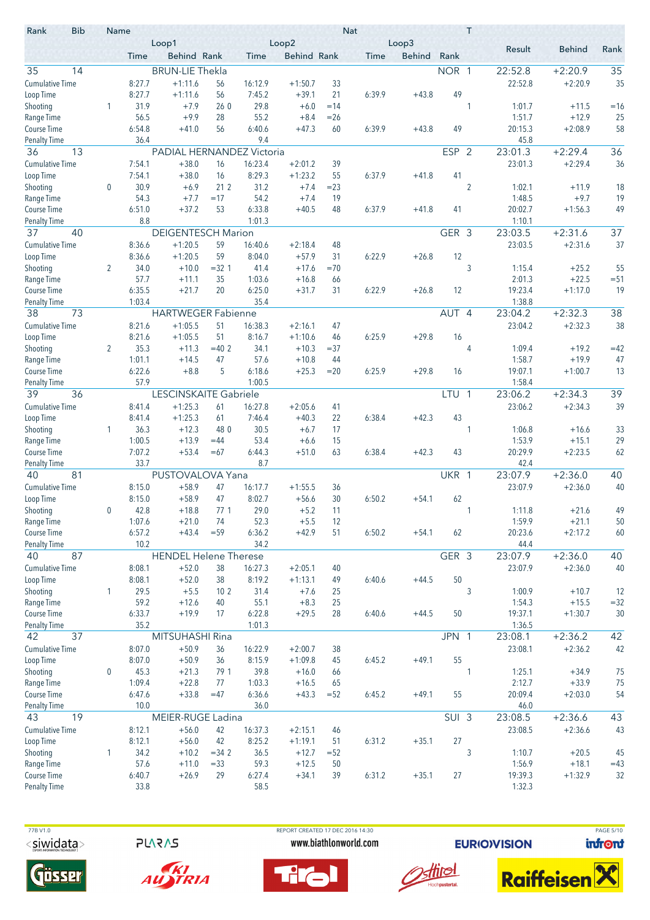| Rank | Bib | Name | | | | | | | Nat | | | T | | | |
|---|---|---|---|---|---|---|---|---|---|---|---|---|---|---|---|
| | | | Loop1 | | | Loop2 | | | Loop3 | | | | Result | Behind | Rank |
| | | | Time | Behind | Rank | Time | Behind | Rank | Time | Behind | Rank | | | | |
| 35 | 14 | BRUN-LIE Thekla | | | | | | | | | NOR | 1 | 22:52.8 | +2:20.9 | 35 |
| Cumulative Time | | | 8:27.7 | +1:11.6 | 56 | 16:12.9 | +1:50.7 | 33 | | | | | 22:52.8 | +2:20.9 | 35 |
| Loop Time | | | 8:27.7 | +1:11.6 | 56 | 7:45.2 | +39.1 | 21 | 6:39.9 | +43.8 | 49 | | | | |
| Shooting | | 1 | 31.9 | +7.9 | 26 0 | 29.8 | +6.0 | =14 | | | | 1 | 1:01.7 | +11.5 | =16 |
| Range Time | | | 56.5 | +9.9 | 28 | 55.2 | +8.4 | =26 | | | | | 1:51.7 | +12.9 | 25 |
| Course Time | | | 6:54.8 | +41.0 | 56 | 6:40.6 | +47.3 | 60 | 6:39.9 | +43.8 | 49 | | 20:15.3 | +2:08.9 | 58 |
| Penalty Time | | | 36.4 | | | 9.4 | | | | | | | 45.8 | | |
| 36 | 13 | PADIAL HERNANDEZ Victoria | | | | | | | | | ESP | 2 | 23:01.3 | +2:29.4 | 36 |
| Cumulative Time | | | 7:54.1 | +38.0 | 16 | 16:23.4 | +2:01.2 | 39 | | | | | 23:01.3 | +2:29.4 | 36 |
| Loop Time | | | 7:54.1 | +38.0 | 16 | 8:29.3 | +1:23.2 | 55 | 6:37.9 | +41.8 | 41 | | | | |
| Shooting | | 0 | 30.9 | +6.9 | 21 2 | 31.2 | +7.4 | =23 | | | | 2 | 1:02.1 | +11.9 | 18 |
| Range Time | | | 54.3 | +7.7 | =17 | 54.2 | +7.4 | 19 | | | | | 1:48.5 | +9.7 | 19 |
| Course Time | | | 6:51.0 | +37.2 | 53 | 6:33.8 | +40.5 | 48 | 6:37.9 | +41.8 | 41 | | 20:02.7 | +1:56.3 | 49 |
| Penalty Time | | | 8.8 | | | 1:01.3 | | | | | | | 1:10.1 | | |
| 37 | 40 | DEIGENTESCH Marion | | | | | | | | | GER | 3 | 23:03.5 | +2:31.6 | 37 |
| Cumulative Time | | | 8:36.6 | +1:20.5 | 59 | 16:40.6 | +2:18.4 | 48 | | | | | 23:03.5 | +2:31.6 | 37 |
| Loop Time | | | 8:36.6 | +1:20.5 | 59 | 8:04.0 | +57.9 | 31 | 6:22.9 | +26.8 | 12 | | | | |
| Shooting | | 2 | 34.0 | +10.0 | =32 1 | 41.4 | +17.6 | =70 | | | | 3 | 1:15.4 | +25.2 | 55 |
| Range Time | | | 57.7 | +11.1 | 35 | 1:03.6 | +16.8 | 66 | | | | | 2:01.3 | +22.5 | =51 |
| Course Time | | | 6:35.5 | +21.7 | 20 | 6:25.0 | +31.7 | 31 | 6:22.9 | +26.8 | 12 | | 19:23.4 | +1:17.0 | 19 |
| Penalty Time | | | 1:03.4 | | | 35.4 | | | | | | | 1:38.8 | | |
| 38 | 73 | HARTWEGER Fabienne | | | | | | | | | AUT | 4 | 23:04.2 | +2:32.3 | 38 |
| Cumulative Time | | | 8:21.6 | +1:05.5 | 51 | 16:38.3 | +2:16.1 | 47 | | | | | 23:04.2 | +2:32.3 | 38 |
| Loop Time | | | 8:21.6 | +1:05.5 | 51 | 8:16.7 | +1:10.6 | 46 | 6:25.9 | +29.8 | 16 | | | | |
| Shooting | | 2 | 35.3 | +11.3 | =40 2 | 34.1 | +10.3 | =37 | | | | 4 | 1:09.4 | +19.2 | =42 |
| Range Time | | | 1:01.1 | +14.5 | 47 | 57.6 | +10.8 | 44 | | | | | 1:58.7 | +19.9 | 47 |
| Course Time | | | 6:22.6 | +8.8 | 5 | 6:18.6 | +25.3 | =20 | 6:25.9 | +29.8 | 16 | | 19:07.1 | +1:00.7 | 13 |
| Penalty Time | | | 57.9 | | | 1:00.5 | | | | | | | 1:58.4 | | |
| 39 | 36 | LESCINSKAITE Gabriele | | | | | | | | | LTU | 1 | 23:06.2 | +2:34.3 | 39 |
| Cumulative Time | | | 8:41.4 | +1:25.3 | 61 | 16:27.8 | +2:05.6 | 41 | | | | | 23:06.2 | +2:34.3 | 39 |
| Loop Time | | | 8:41.4 | +1:25.3 | 61 | 7:46.4 | +40.3 | 22 | 6:38.4 | +42.3 | 43 | | | | |
| Shooting | | 1 | 36.3 | +12.3 | 48 0 | 30.5 | +6.7 | 17 | | | | 1 | 1:06.8 | +16.6 | 33 |
| Range Time | | | 1:00.5 | +13.9 | =44 | 53.4 | +6.6 | 15 | | | | | 1:53.9 | +15.1 | 29 |
| Course Time | | | 7:07.2 | +53.4 | =67 | 6:44.3 | +51.0 | 63 | 6:38.4 | +42.3 | 43 | | 20:29.9 | +2:23.5 | 62 |
| Penalty Time | | | 33.7 | | | 8.7 | | | | | | | 42.4 | | |
| 40 | 81 | PUSTOVALOVA Yana | | | | | | | | | UKR | 1 | 23:07.9 | +2:36.0 | 40 |
| Cumulative Time | | | 8:15.0 | +58.9 | 47 | 16:17.7 | +1:55.5 | 36 | | | | | 23:07.9 | +2:36.0 | 40 |
| Loop Time | | | 8:15.0 | +58.9 | 47 | 8:02.7 | +56.6 | 30 | 6:50.2 | +54.1 | 62 | | | | |
| Shooting | | 0 | 42.8 | +18.8 | 77 1 | 29.0 | +5.2 | 11 | | | | 1 | 1:11.8 | +21.6 | 49 |
| Range Time | | | 1:07.6 | +21.0 | 74 | 52.3 | +5.5 | 12 | | | | | 1:59.9 | +21.1 | 50 |
| Course Time | | | 6:57.2 | +43.4 | =59 | 6:36.2 | +42.9 | 51 | 6:50.2 | +54.1 | 62 | | 20:23.6 | +2:17.2 | 60 |
| Penalty Time | | | 10.2 | | | 34.2 | | | | | | | 44.4 | | |
| 40 | 87 | HENDEL Helene Therese | | | | | | | | | GER | 3 | 23:07.9 | +2:36.0 | 40 |
| Cumulative Time | | | 8:08.1 | +52.0 | 38 | 16:27.3 | +2:05.1 | 40 | | | | | 23:07.9 | +2:36.0 | 40 |
| Loop Time | | | 8:08.1 | +52.0 | 38 | 8:19.2 | +1:13.1 | 49 | 6:40.6 | +44.5 | 50 | | | | |
| Shooting | | 1 | 29.5 | +5.5 | 10 2 | 31.4 | +7.6 | 25 | | | | 3 | 1:00.9 | +10.7 | 12 |
| Range Time | | | 59.2 | +12.6 | 40 | 55.1 | +8.3 | 25 | | | | | 1:54.3 | +15.5 | =32 |
| Course Time | | | 6:33.7 | +19.9 | 17 | 6:22.8 | +29.5 | 28 | 6:40.6 | +44.5 | 50 | | 19:37.1 | +1:30.7 | 30 |
| Penalty Time | | | 35.2 | | | 1:01.3 | | | | | | | 1:36.5 | | |
| 42 | 37 | MITSUHASHI Rina | | | | | | | | | JPN | 1 | 23:08.1 | +2:36.2 | 42 |
| Cumulative Time | | | 8:07.0 | +50.9 | 36 | 16:22.9 | +2:00.7 | 38 | | | | | 23:08.1 | +2:36.2 | 42 |
| Loop Time | | | 8:07.0 | +50.9 | 36 | 8:15.9 | +1:09.8 | 45 | 6:45.2 | +49.1 | 55 | | | | |
| Shooting | | 0 | 45.3 | +21.3 | 79 1 | 39.8 | +16.0 | 66 | | | | 1 | 1:25.1 | +34.9 | 75 |
| Range Time | | | 1:09.4 | +22.8 | 77 | 1:03.3 | +16.5 | 65 | | | | | 2:12.7 | +33.9 | 75 |
| Course Time | | | 6:47.6 | +33.8 | =47 | 6:36.6 | +43.3 | =52 | 6:45.2 | +49.1 | 55 | | 20:09.4 | +2:03.0 | 54 |
| Penalty Time | | | 10.0 | | | 36.0 | | | | | | | 46.0 | | |
| 43 | 19 | MEIER-RUGE Ladina | | | | | | | | | SUI | 3 | 23:08.5 | +2:36.6 | 43 |
| Cumulative Time | | | 8:12.1 | +56.0 | 42 | 16:37.3 | +2:15.1 | 46 | | | | | 23:08.5 | +2:36.6 | 43 |
| Loop Time | | | 8:12.1 | +56.0 | 42 | 8:25.2 | +1:19.1 | 51 | 6:31.2 | +35.1 | 27 | | | | |
| Shooting | | 1 | 34.2 | +10.2 | =34 2 | 36.5 | +12.7 | =52 | | | | 3 | 1:10.7 | +20.5 | 45 |
| Range Time | | | 57.6 | +11.0 | =33 | 59.3 | +12.5 | 50 | | | | | 1:56.9 | +18.1 | =43 |
| Course Time | | | 6:40.7 | +26.9 | 29 | 6:27.4 | +34.1 | 39 | 6:31.2 | +35.1 | 27 | | 19:39.3 | +1:32.9 | 32 |
| Penalty Time | | | 33.8 | | | 58.5 | | | | | | | 1:32.3 | | |

77B V1.0 REPORT CREATED 17 DEC 2016 14:30 www.biathlonworld.com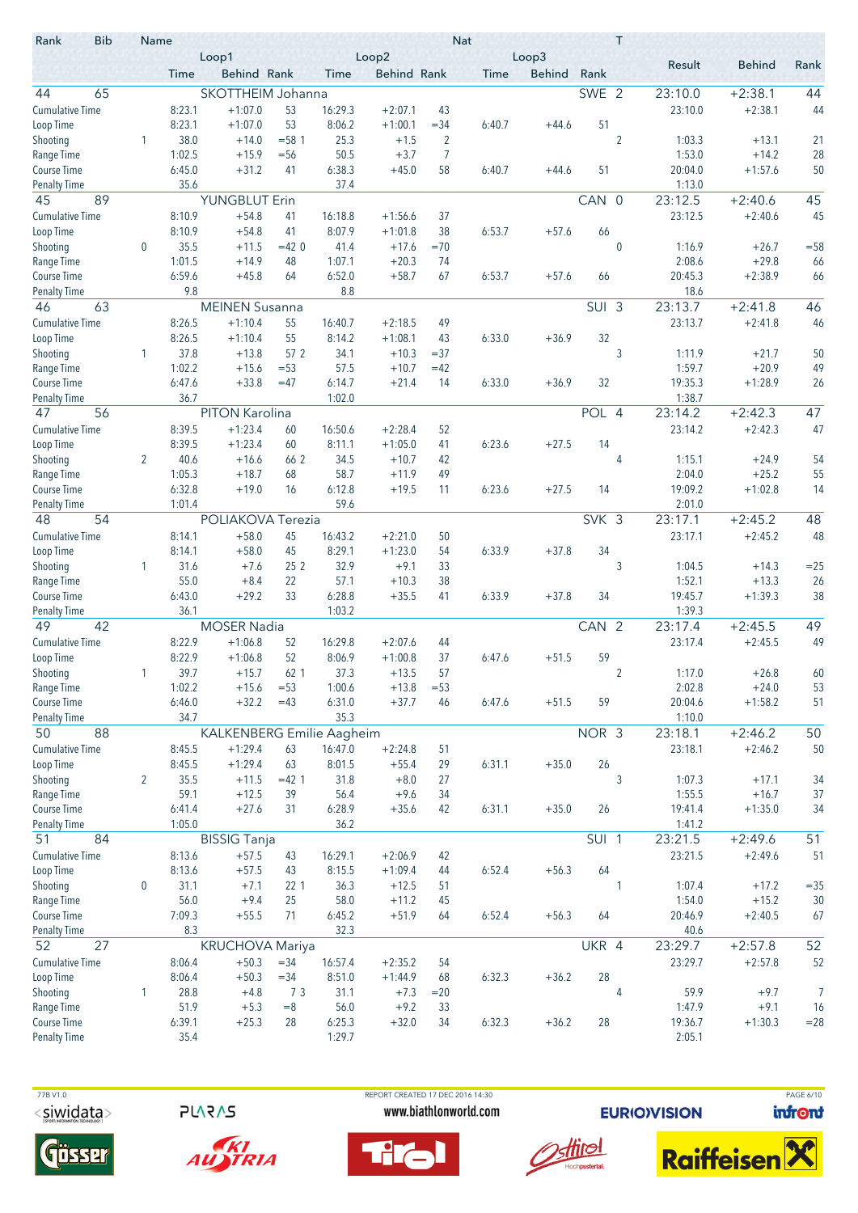| Rank | Bib | Name | Loop1 Time | Loop1 Behind | Loop1 Rank | Loop2 Time | Loop2 Behind | Loop2 Rank | Loop3 Time | Loop3 Behind | Loop3 Rank | Nat | T | Result | Behind | Rank |
|---|---|---|---|---|---|---|---|---|---|---|---|---|---|---|---|---|
| 44 | 65 | SKOTTHEIM Johanna | | | | | | | | | | SWE | 2 | 23:10.0 | +2:38.1 | 44 |
| | | Cumulative Time | 8:23.1 | +1:07.0 | 53 | 16:29.3 | +2:07.1 | 43 | | | | | | 23:10.0 | +2:38.1 | 44 |
| | | Loop Time | 8:23.1 | +1:07.0 | 53 | 8:06.2 | +1:00.1 | =34 | 6:40.7 | +44.6 | 51 | | | | | |
| | | Shooting | 1 38.0 | +14.0 | =58 1 | 25.3 | +1.5 | 2 | | | | | 2 | 1:03.3 | +13.1 | 21 |
| | | Range Time | 1:02.5 | +15.9 | =56 | 50.5 | +3.7 | 7 | | | | | | 1:53.0 | +14.2 | 28 |
| | | Course Time | 6:45.0 | +31.2 | 41 | 6:38.3 | +45.0 | 58 | 6:40.7 | +44.6 | 51 | | | 20:04.0 | +1:57.6 | 50 |
| | | Penalty Time | 35.6 | | | 37.4 | | | | | | | | 1:13.0 | | |
| 45 | 89 | YUNGBLUT Erin | | | | | | | | | | CAN | 0 | 23:12.5 | +2:40.6 | 45 |
| | | Cumulative Time | 8:10.9 | +54.8 | 41 | 16:18.8 | +1:56.6 | 37 | | | | | | 23:12.5 | +2:40.6 | 45 |
| | | Loop Time | 8:10.9 | +54.8 | 41 | 8:07.9 | +1:01.8 | 38 | 6:53.7 | +57.6 | 66 | | | | | |
| | | Shooting | 0 35.5 | +11.5 | =42 0 | 41.4 | +17.6 | =70 | | | | | 0 | 1:16.9 | +26.7 | =58 |
| | | Range Time | 1:01.5 | +14.9 | 48 | 1:07.1 | +20.3 | 74 | | | | | | 2:08.6 | +29.8 | 66 |
| | | Course Time | 6:59.6 | +45.8 | 64 | 6:52.0 | +58.7 | 67 | 6:53.7 | +57.6 | 66 | | | 20:45.3 | +2:38.9 | 66 |
| | | Penalty Time | 9.8 | | | 8.8 | | | | | | | | 18.6 | | |
| 46 | 63 | MEINEN Susanna | | | | | | | | | | SUI | 3 | 23:13.7 | +2:41.8 | 46 |
| | | Cumulative Time | 8:26.5 | +1:10.4 | 55 | 16:40.7 | +2:18.5 | 49 | | | | | | 23:13.7 | +2:41.8 | 46 |
| | | Loop Time | 8:26.5 | +1:10.4 | 55 | 8:14.2 | +1:08.1 | 43 | 6:33.0 | +36.9 | 32 | | | | | |
| | | Shooting | 1 37.8 | +13.8 | 57 2 | 34.1 | +10.3 | =37 | | | | | 3 | 1:11.9 | +21.7 | 50 |
| | | Range Time | 1:02.2 | +15.6 | =53 | 57.5 | +10.7 | =42 | | | | | | 1:59.7 | +20.9 | 49 |
| | | Course Time | 6:47.6 | +33.8 | =47 | 6:14.7 | +21.4 | 14 | 6:33.0 | +36.9 | 32 | | | 19:35.3 | +1:28.9 | 26 |
| | | Penalty Time | 36.7 | | | 1:02.0 | | | | | | | | 1:38.7 | | |
| 47 | 56 | PITON Karolina | | | | | | | | | | POL | 4 | 23:14.2 | +2:42.3 | 47 |
| | | Cumulative Time | 8:39.5 | +1:23.4 | 60 | 16:50.6 | +2:28.4 | 52 | | | | | | 23:14.2 | +2:42.3 | 47 |
| | | Loop Time | 8:39.5 | +1:23.4 | 60 | 8:11.1 | +1:05.0 | 41 | 6:23.6 | +27.5 | 14 | | | | | |
| | | Shooting | 2 40.6 | +16.6 | 66 2 | 34.5 | +10.7 | 42 | | | | | 4 | 1:15.1 | +24.9 | 54 |
| | | Range Time | 1:05.3 | +18.7 | 68 | 58.7 | +11.9 | 49 | | | | | | 2:04.0 | +25.2 | 55 |
| | | Course Time | 6:32.8 | +19.0 | 16 | 6:12.8 | +19.5 | 11 | 6:23.6 | +27.5 | 14 | | | 19:09.2 | +1:02.8 | 14 |
| | | Penalty Time | 1:01.4 | | | 59.6 | | | | | | | | 2:01.0 | | |
| 48 | 54 | POLIAKOVA Terezia | | | | | | | | | | SVK | 3 | 23:17.1 | +2:45.2 | 48 |
| | | Cumulative Time | 8:14.1 | +58.0 | 45 | 16:43.2 | +2:21.0 | 50 | | | | | | 23:17.1 | +2:45.2 | 48 |
| | | Loop Time | 8:14.1 | +58.0 | 45 | 8:29.1 | +1:23.0 | 54 | 6:33.9 | +37.8 | 34 | | | | | |
| | | Shooting | 1 31.6 | +7.6 | 25 2 | 32.9 | +9.1 | 33 | | | | | 3 | 1:04.5 | +14.3 | =25 |
| | | Range Time | 55.0 | +8.4 | 22 | 57.1 | +10.3 | 38 | | | | | | 1:52.1 | +13.3 | 26 |
| | | Course Time | 6:43.0 | +29.2 | 33 | 6:28.8 | +35.5 | 41 | 6:33.9 | +37.8 | 34 | | | 19:45.7 | +1:39.3 | 38 |
| | | Penalty Time | 36.1 | | | 1:03.2 | | | | | | | | 1:39.3 | | |
| 49 | 42 | MOSER Nadia | | | | | | | | | | CAN | 2 | 23:17.4 | +2:45.5 | 49 |
| | | Cumulative Time | 8:22.9 | +1:06.8 | 52 | 16:29.8 | +2:07.6 | 44 | | | | | | 23:17.4 | +2:45.5 | 49 |
| | | Loop Time | 8:22.9 | +1:06.8 | 52 | 8:06.9 | +1:00.8 | 37 | 6:47.6 | +51.5 | 59 | | | | | |
| | | Shooting | 1 39.7 | +15.7 | 62 1 | 37.3 | +13.5 | 57 | | | | | 2 | 1:17.0 | +26.8 | 60 |
| | | Range Time | 1:02.2 | +15.6 | =53 | 1:00.6 | +13.8 | =53 | | | | | | 2:02.8 | +24.0 | 53 |
| | | Course Time | 6:46.0 | +32.2 | =43 | 6:31.0 | +37.7 | 46 | 6:47.6 | +51.5 | 59 | | | 20:04.6 | +1:58.2 | 51 |
| | | Penalty Time | 34.7 | | | 35.3 | | | | | | | | 1:10.0 | | |
| 50 | 88 | KALKENBERG Emilie Aagheim | | | | | | | | | | NOR | 3 | 23:18.1 | +2:46.2 | 50 |
| | | Cumulative Time | 8:45.5 | +1:29.4 | 63 | 16:47.0 | +2:24.8 | 51 | | | | | | 23:18.1 | +2:46.2 | 50 |
| | | Loop Time | 8:45.5 | +1:29.4 | 63 | 8:01.5 | +55.4 | 29 | 6:31.1 | +35.0 | 26 | | | | | |
| | | Shooting | 2 35.5 | +11.5 | =42 1 | 31.8 | +8.0 | 27 | | | | | 3 | 1:07.3 | +17.1 | 34 |
| | | Range Time | 59.1 | +12.5 | 39 | 56.4 | +9.6 | 34 | | | | | | 1:55.5 | +16.7 | 37 |
| | | Course Time | 6:41.4 | +27.6 | 31 | 6:28.9 | +35.6 | 42 | 6:31.1 | +35.0 | 26 | | | 19:41.4 | +1:35.0 | 34 |
| | | Penalty Time | 1:05.0 | | | 36.2 | | | | | | | | 1:41.2 | | |
| 51 | 84 | BISSIG Tanja | | | | | | | | | | SUI | 1 | 23:21.5 | +2:49.6 | 51 |
| | | Cumulative Time | 8:13.6 | +57.5 | 43 | 16:29.1 | +2:06.9 | 42 | | | | | | 23:21.5 | +2:49.6 | 51 |
| | | Loop Time | 8:13.6 | +57.5 | 43 | 8:15.5 | +1:09.4 | 44 | 6:52.4 | +56.3 | 64 | | | | | |
| | | Shooting | 0 31.1 | +7.1 | 22 1 | 36.3 | +12.5 | 51 | | | | | 1 | 1:07.4 | +17.2 | =35 |
| | | Range Time | 56.0 | +9.4 | 25 | 58.0 | +11.2 | 45 | | | | | | 1:54.0 | +15.2 | 30 |
| | | Course Time | 7:09.3 | +55.5 | 71 | 6:45.2 | +51.9 | 64 | 6:52.4 | +56.3 | 64 | | | 20:46.9 | +2:40.5 | 67 |
| | | Penalty Time | 8.3 | | | 32.3 | | | | | | | | 40.6 | | |
| 52 | 27 | KRUCHOVA Mariya | | | | | | | | | | UKR | 4 | 23:29.7 | +2:57.8 | 52 |
| | | Cumulative Time | 8:06.4 | +50.3 | =34 | 16:57.4 | +2:35.2 | 54 | | | | | | 23:29.7 | +2:57.8 | 52 |
| | | Loop Time | 8:06.4 | +50.3 | =34 | 8:51.0 | +1:44.9 | 68 | 6:32.3 | +36.2 | 28 | | | | | |
| | | Shooting | 1 28.8 | +4.8 | 7 3 | 31.1 | +7.3 | =20 | | | | | 4 | 59.9 | +9.7 | 7 |
| | | Range Time | 51.9 | +5.3 | =8 | 56.0 | +9.2 | 33 | | | | | | 1:47.9 | +9.1 | 16 |
| | | Course Time | 6:39.1 | +25.3 | 28 | 6:25.3 | +32.0 | 34 | 6:32.3 | +36.2 | 28 | | | 19:36.7 | +1:30.3 | =28 |
| | | Penalty Time | 35.4 | | | 1:29.7 | | | | | | | | 2:05.1 | | |

77B V1.0 REPORT CREATED 17 DEC 2016 14:30

www.biathlonworld.com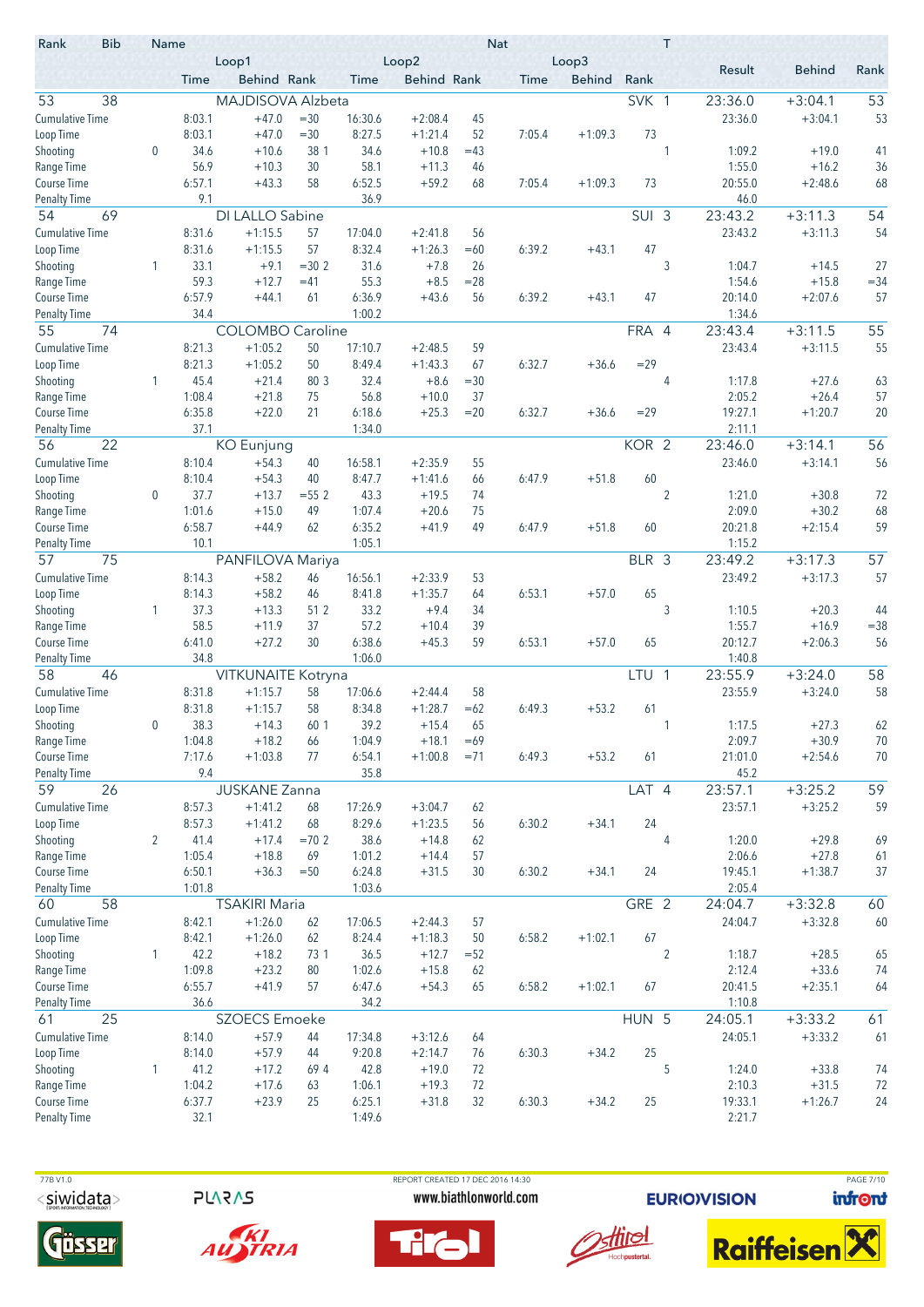| Rank | Bib | Name | | | | | | Nat | | | T | Result | Behind | Rank |
|---|---|---|---|---|---|---|---|---|---|---|---|---|---|---|
| | | | Loop1 | | | Loop2 | | | Loop3 | | | | | |
| | | Time | Behind | Rank | Time | Behind | Rank | Time | Behind | Rank | | | | |
| **53** | **38** | **MAJDISOVA Alzbeta** | | | | | | | | **SVK** | **1** | **23:36.0** | **+3:04.1** | **53** |
| Cumulative Time | | 8:03.1 | +47.0 | =30 | 16:30.6 | +2:08.4 | 45 | | | | | 23:36.0 | +3:04.1 | 53 |
| Loop Time | | 8:03.1 | +47.0 | =30 | 8:27.5 | +1:21.4 | 52 | 7:05.4 | +1:09.3 | 73 | | | | |
| Shooting | 0 | 34.6 | +10.6 | 38 1 | 34.6 | +10.8 | =43 | | | | 1 | 1:09.2 | +19.0 | 41 |
| Range Time | | 56.9 | +10.3 | 30 | 58.1 | +11.3 | 46 | | | | | 1:55.0 | +16.2 | 36 |
| Course Time | | 6:57.1 | +43.3 | 58 | 6:52.5 | +59.2 | 68 | 7:05.4 | +1:09.3 | 73 | | 20:55.0 | +2:48.6 | 68 |
| Penalty Time | | 9.1 | | | 36.9 | | | | | | | 46.0 | | |
| **54** | **69** | **DI LALLO Sabine** | | | | | | | | **SUI** | **3** | **23:43.2** | **+3:11.3** | **54** |
| Cumulative Time | | 8:31.6 | +1:15.5 | 57 | 17:04.0 | +2:41.8 | 56 | | | | | 23:43.2 | +3:11.3 | 54 |
| Loop Time | | 8:31.6 | +1:15.5 | 57 | 8:32.4 | +1:26.3 | =60 | 6:39.2 | +43.1 | 47 | | | | |
| Shooting | 1 | 33.1 | +9.1 | =30 2 | 31.6 | +7.8 | 26 | | | | 3 | 1:04.7 | +14.5 | 27 |
| Range Time | | 59.3 | +12.7 | =41 | 55.3 | +8.5 | =28 | | | | | 1:54.6 | +15.8 | =34 |
| Course Time | | 6:57.9 | +44.1 | 61 | 6:36.9 | +43.6 | 56 | 6:39.2 | +43.1 | 47 | | 20:14.0 | +2:07.6 | 57 |
| Penalty Time | | 34.4 | | | 1:00.2 | | | | | | | 1:34.6 | | |
| **55** | **74** | **COLOMBO Caroline** | | | | | | | | **FRA** | **4** | **23:43.4** | **+3:11.5** | **55** |
| Cumulative Time | | 8:21.3 | +1:05.2 | 50 | 17:10.7 | +2:48.5 | 59 | | | | | 23:43.4 | +3:11.5 | 55 |
| Loop Time | | 8:21.3 | +1:05.2 | 50 | 8:49.4 | +1:43.3 | 67 | 6:32.7 | +36.6 | =29 | | | | |
| Shooting | 1 | 45.4 | +21.4 | 80 3 | 32.4 | +8.6 | =30 | | | | 4 | 1:17.8 | +27.6 | 63 |
| Range Time | | 1:08.4 | +21.8 | 75 | 56.8 | +10.0 | 37 | | | | | 2:05.2 | +26.4 | 57 |
| Course Time | | 6:35.8 | +22.0 | 21 | 6:18.6 | +25.3 | =20 | 6:32.7 | +36.6 | =29 | | 19:27.1 | +1:20.7 | 20 |
| Penalty Time | | 37.1 | | | 1:34.0 | | | | | | | 2:11.1 | | |
| **56** | **22** | **KO Eunjung** | | | | | | | | **KOR** | **2** | **23:46.0** | **+3:14.1** | **56** |
| Cumulative Time | | 8:10.4 | +54.3 | 40 | 16:58.1 | +2:35.9 | 55 | | | | | 23:46.0 | +3:14.1 | 56 |
| Loop Time | | 8:10.4 | +54.3 | 40 | 8:47.7 | +1:41.6 | 66 | 6:47.9 | +51.8 | 60 | | | | |
| Shooting | 0 | 37.7 | +13.7 | =55 2 | 43.3 | +19.5 | 74 | | | | 2 | 1:21.0 | +30.8 | 72 |
| Range Time | | 1:01.6 | +15.0 | 49 | 1:07.4 | +20.6 | 75 | | | | | 2:09.0 | +30.2 | 68 |
| Course Time | | 6:58.7 | +44.9 | 62 | 6:35.2 | +41.9 | 49 | 6:47.9 | +51.8 | 60 | | 20:21.8 | +2:15.4 | 59 |
| Penalty Time | | 10.1 | | | 1:05.1 | | | | | | | 1:15.2 | | |
| **57** | **75** | **PANFILOVA Mariya** | | | | | | | | **BLR** | **3** | **23:49.2** | **+3:17.3** | **57** |
| Cumulative Time | | 8:14.3 | +58.2 | 46 | 16:56.1 | +2:33.9 | 53 | | | | | 23:49.2 | +3:17.3 | 57 |
| Loop Time | | 8:14.3 | +58.2 | 46 | 8:41.8 | +1:35.7 | 64 | 6:53.1 | +57.0 | 65 | | | | |
| Shooting | 1 | 37.3 | +13.3 | 51 2 | 33.2 | +9.4 | 34 | | | | 3 | 1:10.5 | +20.3 | 44 |
| Range Time | | 58.5 | +11.9 | 37 | 57.2 | +10.4 | 39 | | | | | 1:55.7 | +16.9 | =38 |
| Course Time | | 6:41.0 | +27.2 | 30 | 6:38.6 | +45.3 | 59 | 6:53.1 | +57.0 | 65 | | 20:12.7 | +2:06.3 | 56 |
| Penalty Time | | 34.8 | | | 1:06.0 | | | | | | | 1:40.8 | | |
| **58** | **46** | **VITKUNAITE Kotryna** | | | | | | | | **LTU** | **1** | **23:55.9** | **+3:24.0** | **58** |
| Cumulative Time | | 8:31.8 | +1:15.7 | 58 | 17:06.6 | +2:44.4 | 58 | | | | | 23:55.9 | +3:24.0 | 58 |
| Loop Time | | 8:31.8 | +1:15.7 | 58 | 8:34.8 | +1:28.7 | =62 | 6:49.3 | +53.2 | 61 | | | | |
| Shooting | 0 | 38.3 | +14.3 | 60 1 | 39.2 | +15.4 | 65 | | | | 1 | 1:17.5 | +27.3 | 62 |
| Range Time | | 1:04.8 | +18.2 | 66 | 1:04.9 | +18.1 | =69 | | | | | 2:09.7 | +30.9 | 70 |
| Course Time | | 7:17.6 | +1:03.8 | 77 | 6:54.1 | +1:00.8 | =71 | 6:49.3 | +53.2 | 61 | | 21:01.0 | +2:54.6 | 70 |
| Penalty Time | | 9.4 | | | 35.8 | | | | | | | 45.2 | | |
| **59** | **26** | **JUSKANE Zanna** | | | | | | | | **LAT** | **4** | **23:57.1** | **+3:25.2** | **59** |
| Cumulative Time | | 8:57.3 | +1:41.2 | 68 | 17:26.9 | +3:04.7 | 62 | | | | | 23:57.1 | +3:25.2 | 59 |
| Loop Time | | 8:57.3 | +1:41.2 | 68 | 8:29.6 | +1:23.5 | 56 | 6:30.2 | +34.1 | 24 | | | | |
| Shooting | 2 | 41.4 | +17.4 | =70 2 | 38.6 | +14.8 | 62 | | | | 4 | 1:20.0 | +29.8 | 69 |
| Range Time | | 1:05.4 | +18.8 | 69 | 1:01.2 | +14.4 | 57 | | | | | 2:06.6 | +27.8 | 61 |
| Course Time | | 6:50.1 | +36.3 | =50 | 6:24.8 | +31.5 | 30 | 6:30.2 | +34.1 | 24 | | 19:45.1 | +1:38.7 | 37 |
| Penalty Time | | 1:01.8 | | | 1:03.6 | | | | | | | 2:05.4 | | |
| **60** | **58** | **TSAKIRI Maria** | | | | | | | | **GRE** | **2** | **24:04.7** | **+3:32.8** | **60** |
| Cumulative Time | | 8:42.1 | +1:26.0 | 62 | 17:06.5 | +2:44.3 | 57 | | | | | 24:04.7 | +3:32.8 | 60 |
| Loop Time | | 8:42.1 | +1:26.0 | 62 | 8:24.4 | +1:18.3 | 50 | 6:58.2 | +1:02.1 | 67 | | | | |
| Shooting | 1 | 42.2 | +18.2 | 73 1 | 36.5 | +12.7 | =52 | | | | 2 | 1:18.7 | +28.5 | 65 |
| Range Time | | 1:09.8 | +23.2 | 80 | 1:02.6 | +15.8 | 62 | | | | | 2:12.4 | +33.6 | 74 |
| Course Time | | 6:55.7 | +41.9 | 57 | 6:47.6 | +54.3 | 65 | 6:58.2 | +1:02.1 | 67 | | 20:41.5 | +2:35.1 | 64 |
| Penalty Time | | 36.6 | | | 34.2 | | | | | | | 1:10.8 | | |
| **61** | **25** | **SZOECS Emoeke** | | | | | | | | **HUN** | **5** | **24:05.1** | **+3:33.2** | **61** |
| Cumulative Time | | 8:14.0 | +57.9 | 44 | 17:34.8 | +3:12.6 | 64 | | | | | 24:05.1 | +3:33.2 | 61 |
| Loop Time | | 8:14.0 | +57.9 | 44 | 9:20.8 | +2:14.7 | 76 | 6:30.3 | +34.2 | 25 | | | | |
| Shooting | 1 | 41.2 | +17.2 | 69 4 | 42.8 | +19.0 | 72 | | | | 5 | 1:24.0 | +33.8 | 74 |
| Range Time | | 1:04.2 | +17.6 | 63 | 1:06.1 | +19.3 | 72 | | | | | 2:10.3 | +31.5 | 72 |
| Course Time | | 6:37.7 | +23.9 | 25 | 6:25.1 | +31.8 | 32 | 6:30.3 | +34.2 | 25 | | 19:33.1 | +1:26.7 | 24 |
| Penalty Time | | 32.1 | | | 1:49.6 | | | | | | | 2:21.7 | | |

77B V1.0 REPORT CREATED 17 DEC 2016 14:30 www.biathlonworld.com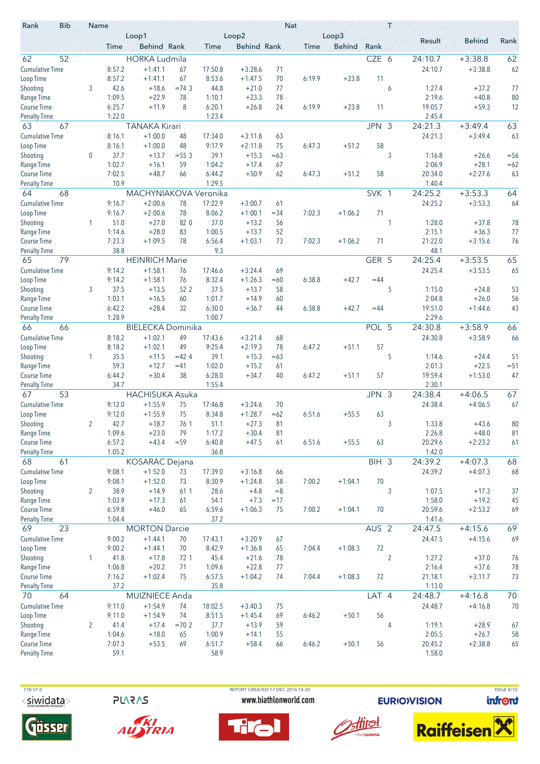| Rank | Bib | Name | Loop1 Time | Loop1 Behind | Loop1 Rank | Loop2 Time | Loop2 Behind | Loop2 Rank | Loop3 Time | Loop3 Behind | Loop3 Rank | Nat | T | Result | Behind | Rank |
|---|---|---|---|---|---|---|---|---|---|---|---|---|---|---|---|---|
| 62 | 52 | HORKA Ludmila | | | | | | | | | | CZE | 6 | 24:10.7 | +3:38.8 | 62 |
| Cumulative Time | | | 8:57.2 | +1:41.1 | 67 | 17:50.8 | +3:28.6 | 71 | | | | | | 24:10.7 | +3:38.8 | 62 |
| Loop Time | | | 8:57.2 | +1:41.1 | 67 | 8:53.6 | +1:47.5 | 70 | 6:19.9 | +23.8 | 11 | | | | | |
| Shooting | | 3 | 42.6 | +18.6 | =74 3 | 44.8 | +21.0 | 77 | | | | | 6 | 1:27.4 | +37.2 | 77 |
| Range Time | | | 1:09.5 | +22.9 | 78 | 1:10.1 | +23.3 | 78 | | | | | | 2:19.6 | +40.8 | 80 |
| Course Time | | | 6:25.7 | +11.9 | 8 | 6:20.1 | +26.8 | 24 | 6:19.9 | +23.8 | 11 | | | 19:05.7 | +59.3 | 12 |
| Penalty Time | | | 1:22.0 | | | 1:23.4 | | | | | | | | 2:45.4 | | |
| 63 | 67 | TANAKA Kirari | | | | | | | | | | JPN | 3 | 24:21.3 | +3:49.4 | 63 |
| Cumulative Time | | | 8:16.1 | +1:00.0 | 48 | 17:34.0 | +3:11.8 | 63 | | | | | | 24:21.3 | +3:49.4 | 63 |
| Loop Time | | | 8:16.1 | +1:00.0 | 48 | 9:17.9 | +2:11.8 | 75 | 6:47.3 | +51.2 | 58 | | | | | |
| Shooting | | 0 | 37.7 | +13.7 | =55 3 | 39.1 | +15.3 | =63 | | | | | 3 | 1:16.8 | +26.6 | =56 |
| Range Time | | | 1:02.7 | +16.1 | 59 | 1:04.2 | +17.4 | 67 | | | | | | 2:06.9 | +28.1 | =62 |
| Course Time | | | 7:02.5 | +48.7 | 66 | 6:44.2 | +50.9 | 62 | 6:47.3 | +51.2 | 58 | | | 20:34.0 | +2:27.6 | 63 |
| Penalty Time | | | 10.9 | | | 1:29.5 | | | | | | | | 1:40.4 | | |
| 64 | 68 | MACHYNIAKOVA Veronika | | | | | | | | | | SVK | 1 | 24:25.2 | +3:53.3 | 64 |
| Cumulative Time | | | 9:16.7 | +2:00.6 | 78 | 17:22.9 | +3:00.7 | 61 | | | | | | 24:25.2 | +3:53.3 | 64 |
| Loop Time | | | 9:16.7 | +2:00.6 | 78 | 8:06.2 | +1:00.1 | =34 | 7:02.3 | +1:06.2 | 71 | | | | | |
| Shooting | | 1 | 51.0 | +27.0 | 82 0 | 37.0 | +13.2 | 56 | | | | | 1 | 1:28.0 | +37.8 | 78 |
| Range Time | | | 1:14.6 | +28.0 | 83 | 1:00.5 | +13.7 | 52 | | | | | | 2:15.1 | +36.3 | 77 |
| Course Time | | | 7:23.3 | +1:09.5 | 78 | 6:56.4 | +1:03.1 | 73 | 7:02.3 | +1:06.2 | 71 | | | 21:22.0 | +3:15.6 | 76 |
| Penalty Time | | | 38.8 | | | 9.3 | | | | | | | | 48.1 | | |
| 65 | 79 | HEINRICH Marie | | | | | | | | | | GER | 5 | 24:25.4 | +3:53.5 | 65 |
| Cumulative Time | | | 9:14.2 | +1:58.1 | 76 | 17:46.6 | +3:24.4 | 69 | | | | | | 24:25.4 | +3:53.5 | 65 |
| Loop Time | | | 9:14.2 | +1:58.1 | 76 | 8:32.4 | +1:26.3 | =60 | 6:38.8 | +42.7 | =44 | | | | | |
| Shooting | | 3 | 37.5 | +13.5 | 52 2 | 37.5 | +13.7 | 58 | | | | | 5 | 1:15.0 | +24.8 | 53 |
| Range Time | | | 1:03.1 | +16.5 | 60 | 1:01.7 | +14.9 | 60 | | | | | | 2:04.8 | +26.0 | 56 |
| Course Time | | | 6:42.2 | +28.4 | 32 | 6:30.0 | +36.7 | 44 | 6:38.8 | +42.7 | =44 | | | 19:51.0 | +1:44.6 | 43 |
| Penalty Time | | | 1:28.9 | | | 1:00.7 | | | | | | | | 2:29.6 | | |
| 66 | 66 | BIELECKA Dominika | | | | | | | | | | POL | 5 | 24:30.8 | +3:58.9 | 66 |
| Cumulative Time | | | 8:18.2 | +1:02.1 | 49 | 17:43.6 | +3:21.4 | 68 | | | | | | 24:30.8 | +3:58.9 | 66 |
| Loop Time | | | 8:18.2 | +1:02.1 | 49 | 9:25.4 | +2:19.3 | 78 | 6:47.2 | +51.1 | 57 | | | | | |
| Shooting | | 1 | 35.5 | +11.5 | =42 4 | 39.1 | +15.3 | =63 | | | | | 5 | 1:14.6 | +24.4 | 51 |
| Range Time | | | 59.3 | +12.7 | =41 | 1:02.0 | +15.2 | 61 | | | | | | 2:01.3 | +22.5 | =51 |
| Course Time | | | 6:44.2 | +30.4 | 38 | 6:28.0 | +34.7 | 40 | 6:47.2 | +51.1 | 57 | | | 19:59.4 | +1:53.0 | 47 |
| Penalty Time | | | 34.7 | | | 1:55.4 | | | | | | | | 2:30.1 | | |
| 67 | 53 | HACHISUKA Asuka | | | | | | | | | | JPN | 3 | 24:38.4 | +4:06.5 | 67 |
| Cumulative Time | | | 9:12.0 | +1:55.9 | 75 | 17:46.8 | +3:24.6 | 70 | | | | | | 24:38.4 | +4:06.5 | 67 |
| Loop Time | | | 9:12.0 | +1:55.9 | 75 | 8:34.8 | +1:28.7 | =62 | 6:51.6 | +55.5 | 63 | | | | | |
| Shooting | | 2 | 42.7 | +18.7 | 76 1 | 51.1 | +27.3 | 81 | | | | | 3 | 1:33.8 | +43.6 | 80 |
| Range Time | | | 1:09.6 | +23.0 | 79 | 1:17.2 | +30.4 | 81 | | | | | | 2:26.8 | +48.0 | 81 |
| Course Time | | | 6:57.2 | +43.4 | =59 | 6:40.8 | +47.5 | 61 | 6:51.6 | +55.5 | 63 | | | 20:29.6 | +2:23.2 | 61 |
| Penalty Time | | | 1:05.2 | | | 36.8 | | | | | | | | 1:42.0 | | |
| 68 | 61 | KOSARAC Dejana | | | | | | | | | | BIH | 3 | 24:39.2 | +4:07.3 | 68 |
| Cumulative Time | | | 9:08.1 | +1:52.0 | 73 | 17:39.0 | +3:16.8 | 66 | | | | | | 24:39.2 | +4:07.3 | 68 |
| Loop Time | | | 9:08.1 | +1:52.0 | 73 | 8:30.9 | +1:24.8 | 58 | 7:00.2 | +1:04.1 | 70 | | | | | |
| Shooting | | 2 | 38.9 | +14.9 | 61 1 | 28.6 | +4.8 | =8 | | | | | 3 | 1:07.5 | +17.3 | 37 |
| Range Time | | | 1:03.9 | +17.3 | 61 | 54.1 | +7.3 | =17 | | | | | | 1:58.0 | +19.2 | 45 |
| Course Time | | | 6:59.8 | +46.0 | 65 | 6:59.6 | +1:06.3 | 75 | 7:00.2 | +1:04.1 | 70 | | | 20:59.6 | +2:53.2 | 69 |
| Penalty Time | | | 1:04.4 | | | 37.2 | | | | | | | | 1:41.6 | | |
| 69 | 23 | MORTON Darcie | | | | | | | | | | AUS | 2 | 24:47.5 | +4:15.6 | 69 |
| Cumulative Time | | | 9:00.2 | +1:44.1 | 70 | 17:43.1 | +3:20.9 | 67 | | | | | | 24:47.5 | +4:15.6 | 69 |
| Loop Time | | | 9:00.2 | +1:44.1 | 70 | 8:42.9 | +1:36.8 | 65 | 7:04.4 | +1:08.3 | 72 | | | | | |
| Shooting | | 1 | 41.8 | +17.8 | 72 1 | 45.4 | +21.6 | 78 | | | | | 2 | 1:27.2 | +37.0 | 76 |
| Range Time | | | 1:06.8 | +20.2 | 71 | 1:09.6 | +22.8 | 77 | | | | | | 2:16.4 | +37.6 | 78 |
| Course Time | | | 7:16.2 | +1:02.4 | 75 | 6:57.5 | +1:04.2 | 74 | 7:04.4 | +1:08.3 | 72 | | | 21:18.1 | +3:11.7 | 73 |
| Penalty Time | | | 37.2 | | | 35.8 | | | | | | | | 1:13.0 | | |
| 70 | 64 | MUIZNIECE Anda | | | | | | | | | | LAT | 4 | 24:48.7 | +4:16.8 | 70 |
| Cumulative Time | | | 9:11.0 | +1:54.9 | 74 | 18:02.5 | +3:40.3 | 75 | | | | | | 24:48.7 | +4:16.8 | 70 |
| Loop Time | | | 9:11.0 | +1:54.9 | 74 | 8:51.5 | +1:45.4 | 69 | 6:46.2 | +50.1 | 56 | | | | | |
| Shooting | | 2 | 41.4 | +17.4 | =70 2 | 37.7 | +13.9 | 59 | | | | | 4 | 1:19.1 | +28.9 | 67 |
| Range Time | | | 1:04.6 | +18.0 | 65 | 1:00.9 | +14.1 | 55 | | | | | | 2:05.5 | +26.7 | 58 |
| Course Time | | | 7:07.3 | +53.5 | 69 | 6:51.7 | +58.4 | 66 | 6:46.2 | +50.1 | 56 | | | 20:45.2 | +2:38.8 | 65 |
| Penalty Time | | | 59.1 | | | 58.9 | | | | | | | | 1:58.0 | | |

77B V1.0 REPORT CREATED 17 DEC 2016 14:30 www.biathlonworld.com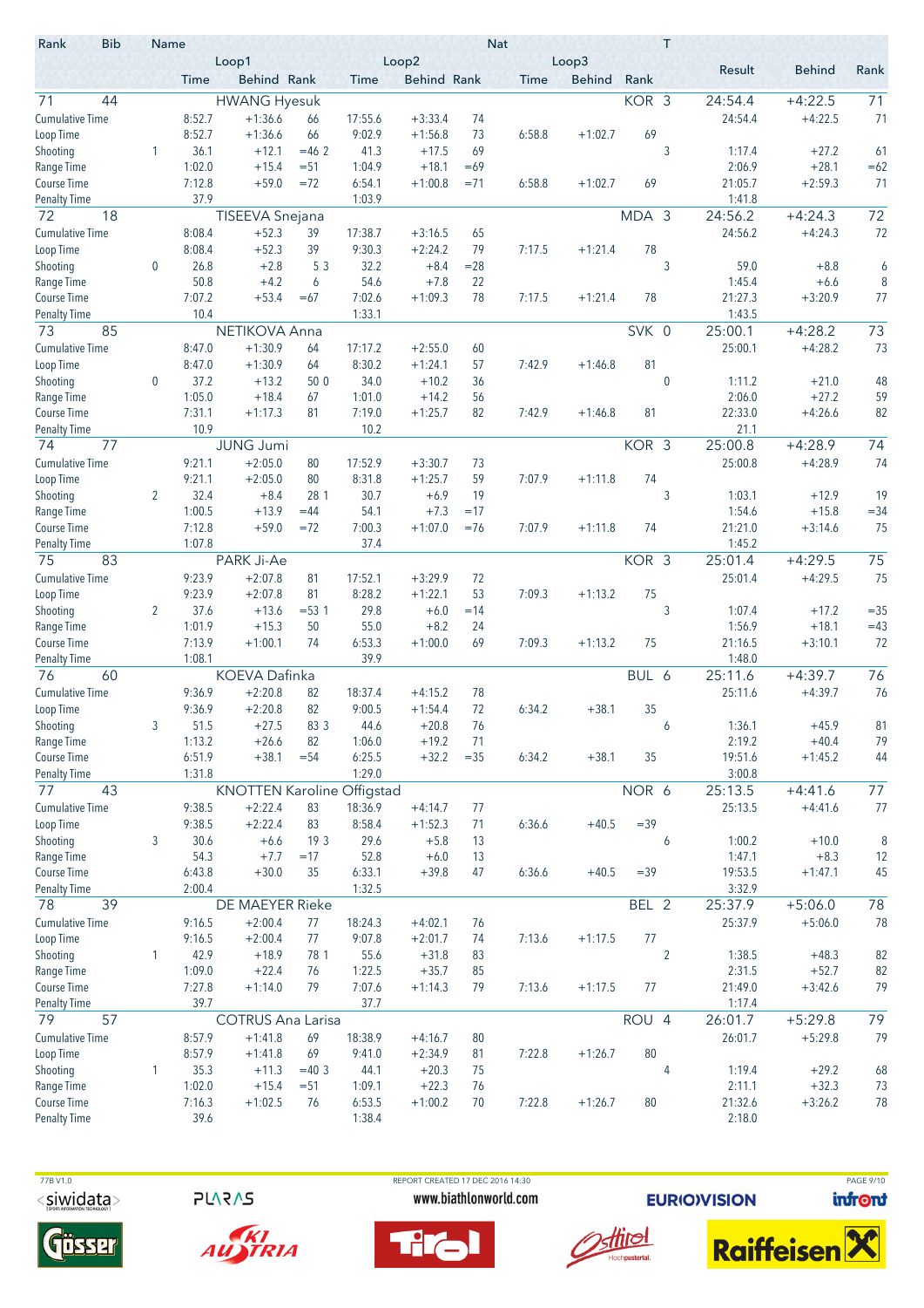| Rank | Bib | Name | | Loop1 | | | Loop2 | | | Loop3 | | | Nat | T | Result | Behind | Rank |
|---|---|---|---|---|---|---|---|---|---|---|---|---|---|---|---|---|---|
| | | | | Time | Behind | Rank | Time | Behind | Rank | Time | Behind | Rank | | | | | |
| 71 | 44 | HWANG Hyesuk | | | | | | | | | | | KOR | 3 | 24:54.4 | +4:22.5 | 71 |
| | | Cumulative Time | | 8:52.7 | +1:36.6 | 66 | 17:55.6 | +3:33.4 | 74 | | | | | | 24:54.4 | +4:22.5 | 71 |
| | | Loop Time | | 8:52.7 | +1:36.6 | 66 | 9:02.9 | +1:56.8 | 73 | 6:58.8 | +1:02.7 | 69 | | | | | |
| | | Shooting | 1 | 36.1 | +12.1 | =46 2 | 41.3 | +17.5 | 69 | | | | | 3 | 1:17.4 | +27.2 | 61 |
| | | Range Time | | 1:02.0 | +15.4 | =51 | 1:04.9 | +18.1 | =69 | | | | | | 2:06.9 | +28.1 | =62 |
| | | Course Time | | 7:12.8 | +59.0 | =72 | 6:54.1 | +1:00.8 | =71 | 6:58.8 | +1:02.7 | 69 | | | 21:05.7 | +2:59.3 | 71 |
| | | Penalty Time | | 37.9 | | | 1:03.9 | | | | | | | | 1:41.8 | | |
| 72 | 18 | TISEEVA Snejana | | | | | | | | | | | MDA | 3 | 24:56.2 | +4:24.3 | 72 |
| | | Cumulative Time | | 8:08.4 | +52.3 | 39 | 17:38.7 | +3:16.5 | 65 | | | | | | 24:56.2 | +4:24.3 | 72 |
| | | Loop Time | | 8:08.4 | +52.3 | 39 | 9:30.3 | +2:24.2 | 79 | 7:17.5 | +1:21.4 | 78 | | | | | |
| | | Shooting | 0 | 26.8 | +2.8 | 5 3 | 32.2 | +8.4 | =28 | | | | | 3 | 59.0 | +8.8 | 6 |
| | | Range Time | | 50.8 | +4.2 | 6 | 54.6 | +7.8 | 22 | | | | | | 1:45.4 | +6.6 | 8 |
| | | Course Time | | 7:07.2 | +53.4 | =67 | 7:02.6 | +1:09.3 | 78 | 7:17.5 | +1:21.4 | 78 | | | 21:27.3 | +3:20.9 | 77 |
| | | Penalty Time | | 10.4 | | | 1:33.1 | | | | | | | | 1:43.5 | | |
| 73 | 85 | NETIKOVA Anna | | | | | | | | | | | SVK | 0 | 25:00.1 | +4:28.2 | 73 |
| | | Cumulative Time | | 8:47.0 | +1:30.9 | 64 | 17:17.2 | +2:55.0 | 60 | | | | | | 25:00.1 | +4:28.2 | 73 |
| | | Loop Time | | 8:47.0 | +1:30.9 | 64 | 8:30.2 | +1:24.1 | 57 | 7:42.9 | +1:46.8 | 81 | | | | | |
| | | Shooting | 0 | 37.2 | +13.2 | 50 0 | 34.0 | +10.2 | 36 | | | | | 0 | 1:11.2 | +21.0 | 48 |
| | | Range Time | | 1:05.0 | +18.4 | 67 | 1:01.0 | +14.2 | 56 | | | | | | 2:06.0 | +27.2 | 59 |
| | | Course Time | | 7:31.1 | +1:17.3 | 81 | 7:19.0 | +1:25.7 | 82 | 7:42.9 | +1:46.8 | 81 | | | 22:33.0 | +4:26.6 | 82 |
| | | Penalty Time | | 10.9 | | | 10.2 | | | | | | | | 21.1 | | |
| 74 | 77 | JUNG Jumi | | | | | | | | | | | KOR | 3 | 25:00.8 | +4:28.9 | 74 |
| | | Cumulative Time | | 9:21.1 | +2:05.0 | 80 | 17:52.9 | +3:30.7 | 73 | | | | | | 25:00.8 | +4:28.9 | 74 |
| | | Loop Time | | 9:21.1 | +2:05.0 | 80 | 8:31.8 | +1:25.7 | 59 | 7:07.9 | +1:11.8 | 74 | | | | | |
| | | Shooting | 2 | 32.4 | +8.4 | 28 1 | 30.7 | +6.9 | 19 | | | | | 3 | 1:03.1 | +12.9 | 19 |
| | | Range Time | | 1:00.5 | +13.9 | =44 | 54.1 | +7.3 | =17 | | | | | | 1:54.6 | +15.8 | =34 |
| | | Course Time | | 7:12.8 | +59.0 | =72 | 7:00.3 | +1:07.0 | =76 | 7:07.9 | +1:11.8 | 74 | | | 21:21.0 | +3:14.6 | 75 |
| | | Penalty Time | | 1:07.8 | | | 37.4 | | | | | | | | 1:45.2 | | |
| 75 | 83 | PARK Ji-Ae | | | | | | | | | | | KOR | 3 | 25:01.4 | +4:29.5 | 75 |
| | | Cumulative Time | | 9:23.9 | +2:07.8 | 81 | 17:52.1 | +3:29.9 | 72 | | | | | | 25:01.4 | +4:29.5 | 75 |
| | | Loop Time | | 9:23.9 | +2:07.8 | 81 | 8:28.2 | +1:22.1 | 53 | 7:09.3 | +1:13.2 | 75 | | | | | |
| | | Shooting | 2 | 37.6 | +13.6 | =53 1 | 29.8 | +6.0 | =14 | | | | | 3 | 1:07.4 | +17.2 | =35 |
| | | Range Time | | 1:01.9 | +15.3 | 50 | 55.0 | +8.2 | 24 | | | | | | 1:56.9 | +18.1 | =43 |
| | | Course Time | | 7:13.9 | +1:00.1 | 74 | 6:53.3 | +1:00.0 | 69 | 7:09.3 | +1:13.2 | 75 | | | 21:16.5 | +3:10.1 | 72 |
| | | Penalty Time | | 1:08.1 | | | 39.9 | | | | | | | | 1:48.0 | | |
| 76 | 60 | KOEVA Dafinka | | | | | | | | | | | BUL | 6 | 25:11.6 | +4:39.7 | 76 |
| | | Cumulative Time | | 9:36.9 | +2:20.8 | 82 | 18:37.4 | +4:15.2 | 78 | | | | | | 25:11.6 | +4:39.7 | 76 |
| | | Loop Time | | 9:36.9 | +2:20.8 | 82 | 9:00.5 | +1:54.4 | 72 | 6:34.2 | +38.1 | 35 | | | | | |
| | | Shooting | 3 | 51.5 | +27.5 | 83 3 | 44.6 | +20.8 | 76 | | | | | 6 | 1:36.1 | +45.9 | 81 |
| | | Range Time | | 1:13.2 | +26.6 | 82 | 1:06.0 | +19.2 | 71 | | | | | | 2:19.2 | +40.4 | 79 |
| | | Course Time | | 6:51.9 | +38.1 | =54 | 6:25.5 | +32.2 | =35 | 6:34.2 | +38.1 | 35 | | | 19:51.6 | +1:45.2 | 44 |
| | | Penalty Time | | 1:31.8 | | | 1:29.0 | | | | | | | | 3:00.8 | | |
| 77 | 43 | KNOTTEN Karoline Offigstad | | | | | | | | | | | NOR | 6 | 25:13.5 | +4:41.6 | 77 |
| | | Cumulative Time | | 9:38.5 | +2:22.4 | 83 | 18:36.9 | +4:14.7 | 77 | | | | | | 25:13.5 | +4:41.6 | 77 |
| | | Loop Time | | 9:38.5 | +2:22.4 | 83 | 8:58.4 | +1:52.3 | 71 | 6:36.6 | +40.5 | =39 | | | | | |
| | | Shooting | 3 | 30.6 | +6.6 | 19 3 | 29.6 | +5.8 | 13 | | | | | 6 | 1:00.2 | +10.0 | 8 |
| | | Range Time | | 54.3 | +7.7 | =17 | 52.8 | +6.0 | 13 | | | | | | 1:47.1 | +8.3 | 12 |
| | | Course Time | | 6:43.8 | +30.0 | 35 | 6:33.1 | +39.8 | 47 | 6:36.6 | +40.5 | =39 | | | 19:53.5 | +1:47.1 | 45 |
| | | Penalty Time | | 2:00.4 | | | 1:32.5 | | | | | | | | 3:32.9 | | |
| 78 | 39 | DE MAEYER Rieke | | | | | | | | | | | BEL | 2 | 25:37.9 | +5:06.0 | 78 |
| | | Cumulative Time | | 9:16.5 | +2:00.4 | 77 | 18:24.3 | +4:02.1 | 76 | | | | | | 25:37.9 | +5:06.0 | 78 |
| | | Loop Time | | 9:16.5 | +2:00.4 | 77 | 9:07.8 | +2:01.7 | 74 | 7:13.6 | +1:17.5 | 77 | | | | | |
| | | Shooting | 1 | 42.9 | +18.9 | 78 1 | 55.6 | +31.8 | 83 | | | | | 2 | 1:38.5 | +48.3 | 82 |
| | | Range Time | | 1:09.0 | +22.4 | 76 | 1:22.5 | +35.7 | 85 | | | | | | 2:31.5 | +52.7 | 82 |
| | | Course Time | | 7:27.8 | +1:14.0 | 79 | 7:07.6 | +1:14.3 | 79 | 7:13.6 | +1:17.5 | 77 | | | 21:49.0 | +3:42.6 | 79 |
| | | Penalty Time | | 39.7 | | | 37.7 | | | | | | | | 1:17.4 | | |
| 79 | 57 | COTRUS Ana Larisa | | | | | | | | | | | ROU | 4 | 26:01.7 | +5:29.8 | 79 |
| | | Cumulative Time | | 8:57.9 | +1:41.8 | 69 | 18:38.9 | +4:16.7 | 80 | | | | | | 26:01.7 | +5:29.8 | 79 |
| | | Loop Time | | 8:57.9 | +1:41.8 | 69 | 9:41.0 | +2:34.9 | 81 | 7:22.8 | +1:26.7 | 80 | | | | | |
| | | Shooting | 1 | 35.3 | +11.3 | =40 3 | 44.1 | +20.3 | 75 | | | | | 4 | 1:19.4 | +29.2 | 68 |
| | | Range Time | | 1:02.0 | +15.4 | =51 | 1:09.1 | +22.3 | 76 | | | | | | 2:11.1 | +32.3 | 73 |
| | | Course Time | | 7:16.3 | +1:02.5 | 76 | 6:53.5 | +1:00.2 | 70 | 7:22.8 | +1:26.7 | 80 | | | 21:32.6 | +3:26.2 | 78 |
| | | Penalty Time | | 39.6 | | | 1:38.4 | | | | | | | | 2:18.0 | | |

77B V1.0 REPORT CREATED 17 DEC 2016 14:30

www.biathlonworld.com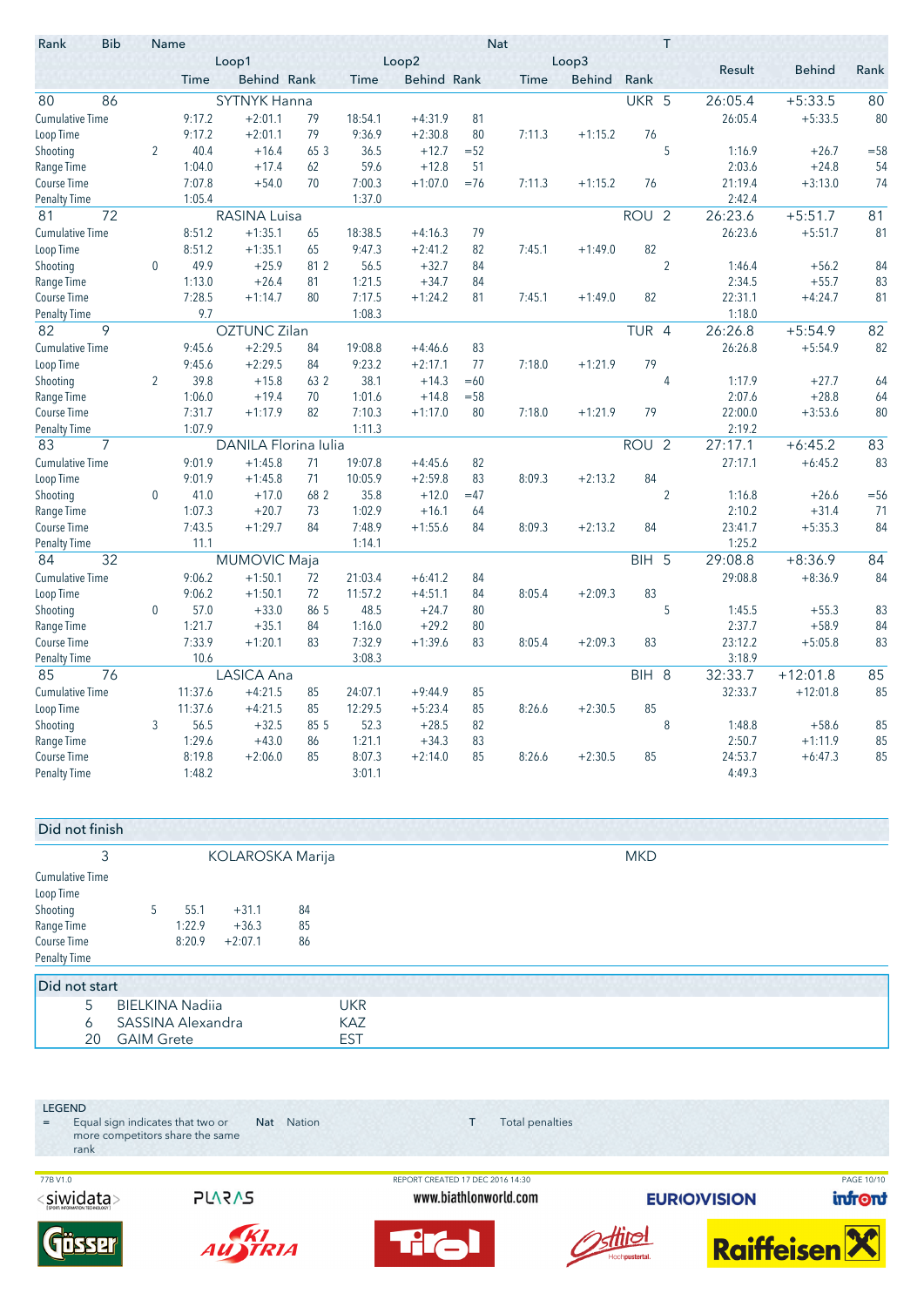| Rank | Bib | | Name | | | | | | | | | Nat | T | Result | Behind | Rank |
|---|---|---|---|---|---|---|---|---|---|---|---|---|---|---|---|---|
| | | | Loop1 | | | Loop2 | | | Loop3 | | | | | | | |
| | | | Time | Behind | Rank | Time | Behind | Rank | Time | Behind | Rank | | | | | |
| 80 | 86 | | SYTNYK Hanna | | | | | | | | | UKR | 5 | 26:05.4 | +5:33.5 | 80 |
| Cumulative Time | | | 9:17.2 | +2:01.1 | 79 | 18:54.1 | +4:31.9 | 81 | | | | | | 26:05.4 | +5:33.5 | 80 |
| Loop Time | | | 9:17.2 | +2:01.1 | 79 | 9:36.9 | +2:30.8 | 80 | 7:11.3 | +1:15.2 | 76 | | | | | |
| Shooting | | 2 | 40.4 | +16.4 | 65 3 | 36.5 | +12.7 | =52 | | | | | 5 | 1:16.9 | +26.7 | =58 |
| Range Time | | | 1:04.0 | +17.4 | 62 | 59.6 | +12.8 | 51 | | | | | | 2:03.6 | +24.8 | 54 |
| Course Time | | | 7:07.8 | +54.0 | 70 | 7:00.3 | +1:07.0 | =76 | 7:11.3 | +1:15.2 | 76 | | | 21:19.4 | +3:13.0 | 74 |
| Penalty Time | | | 1:05.4 | | | 1:37.0 | | | | | | | | 2:42.4 | | |
| 81 | 72 | | RASINA Luisa | | | | | | | | | ROU | 2 | 26:23.6 | +5:51.7 | 81 |
| Cumulative Time | | | 8:51.2 | +1:35.1 | 65 | 18:38.5 | +4:16.3 | 79 | | | | | | 26:23.6 | +5:51.7 | 81 |
| Loop Time | | | 8:51.2 | +1:35.1 | 65 | 9:47.3 | +2:41.2 | 82 | 7:45.1 | +1:49.0 | 82 | | | | | |
| Shooting | | 0 | 49.9 | +25.9 | 81 2 | 56.5 | +32.7 | 84 | | | | | 2 | 1:46.4 | +56.2 | 84 |
| Range Time | | | 1:13.0 | +26.4 | 81 | 1:21.5 | +34.7 | 84 | | | | | | 2:34.5 | +55.7 | 83 |
| Course Time | | | 7:28.5 | +1:14.7 | 80 | 7:17.5 | +1:24.2 | 81 | 7:45.1 | +1:49.0 | 82 | | | 22:31.1 | +4:24.7 | 81 |
| Penalty Time | | | 9.7 | | | 1:08.3 | | | | | | | | 1:18.0 | | |
| 82 | 9 | | OZTUNC Zilan | | | | | | | | | TUR | 4 | 26:26.8 | +5:54.9 | 82 |
| Cumulative Time | | | 9:45.6 | +2:29.5 | 84 | 19:08.8 | +4:46.6 | 83 | | | | | | 26:26.8 | +5:54.9 | 82 |
| Loop Time | | | 9:45.6 | +2:29.5 | 84 | 9:23.2 | +2:17.1 | 77 | 7:18.0 | +1:21.9 | 79 | | | | | |
| Shooting | | 2 | 39.8 | +15.8 | 63 2 | 38.1 | +14.3 | =60 | | | | | 4 | 1:17.9 | +27.7 | 64 |
| Range Time | | | 1:06.0 | +19.4 | 70 | 1:01.6 | +14.8 | =58 | | | | | | 2:07.6 | +28.8 | 64 |
| Course Time | | | 7:31.7 | +1:17.9 | 82 | 7:10.3 | +1:17.0 | 80 | 7:18.0 | +1:21.9 | 79 | | | 22:00.0 | +3:53.6 | 80 |
| Penalty Time | | | 1:07.9 | | | 1:11.3 | | | | | | | | 2:19.2 | | |
| 83 | 7 | | DANILA Florina Iulia | | | | | | | | | ROU | 2 | 27:17.1 | +6:45.2 | 83 |
| Cumulative Time | | | 9:01.9 | +1:45.8 | 71 | 19:07.8 | +4:45.6 | 82 | | | | | | 27:17.1 | +6:45.2 | 83 |
| Loop Time | | | 9:01.9 | +1:45.8 | 71 | 10:05.9 | +2:59.8 | 83 | 8:09.3 | +2:13.2 | 84 | | | | | |
| Shooting | | 0 | 41.0 | +17.0 | 68 2 | 35.8 | +12.0 | =47 | | | | | 2 | 1:16.8 | +26.6 | =56 |
| Range Time | | | 1:07.3 | +20.7 | 73 | 1:02.9 | +16.1 | 64 | | | | | | 2:10.2 | +31.4 | 71 |
| Course Time | | | 7:43.5 | +1:29.7 | 84 | 7:48.9 | +1:55.6 | 84 | 8:09.3 | +2:13.2 | 84 | | | 23:41.7 | +5:35.3 | 84 |
| Penalty Time | | | 11.1 | | | 1:14.1 | | | | | | | | 1:25.2 | | |
| 84 | 32 | | MUMOVIC Maja | | | | | | | | | BIH | 5 | 29:08.8 | +8:36.9 | 84 |
| Cumulative Time | | | 9:06.2 | +1:50.1 | 72 | 21:03.4 | +6:41.2 | 84 | | | | | | 29:08.8 | +8:36.9 | 84 |
| Loop Time | | | 9:06.2 | +1:50.1 | 72 | 11:57.2 | +4:51.1 | 84 | 8:05.4 | +2:09.3 | 83 | | | | | |
| Shooting | | 0 | 57.0 | +33.0 | 86 5 | 48.5 | +24.7 | 80 | | | | | 5 | 1:45.5 | +55.3 | 83 |
| Range Time | | | 1:21.7 | +35.1 | 84 | 1:16.0 | +29.2 | 80 | | | | | | 2:37.7 | +58.9 | 84 |
| Course Time | | | 7:33.9 | +1:20.1 | 83 | 7:32.9 | +1:39.6 | 83 | 8:05.4 | +2:09.3 | 83 | | | 23:12.2 | +5:05.8 | 83 |
| Penalty Time | | | 10.6 | | | 3:08.3 | | | | | | | | 3:18.9 | | |
| 85 | 76 | | LASICA Ana | | | | | | | | | BIH | 8 | 32:33.7 | +12:01.8 | 85 |
| Cumulative Time | | | 11:37.6 | +4:21.5 | 85 | 24:07.1 | +9:44.9 | 85 | | | | | | 32:33.7 | +12:01.8 | 85 |
| Loop Time | | | 11:37.6 | +4:21.5 | 85 | 12:29.5 | +5:23.4 | 85 | 8:26.6 | +2:30.5 | 85 | | | | | |
| Shooting | | 3 | 56.5 | +32.5 | 85 5 | 52.3 | +28.5 | 82 | | | | | 8 | 1:48.8 | +58.6 | 85 |
| Range Time | | | 1:29.6 | +43.0 | 86 | 1:21.1 | +34.3 | 83 | | | | | | 2:50.7 | +1:11.9 | 85 |
| Course Time | | | 8:19.8 | +2:06.0 | 85 | 8:07.3 | +2:14.0 | 85 | 8:26.6 | +2:30.5 | 85 | | | 24:53.7 | +6:47.3 | 85 |
| Penalty Time | | | 1:48.2 | | | 3:01.1 | | | | | | | | 4:49.3 | | |

## Did not finish

| | Bib | | Name | | | Nat |
|---|---|---|---|---|---|---|
| | 3 | | KOLAROSKA Marija | | | MKD |
| Cumulative Time | | | | | | |
| Loop Time | | | | | | |
| Shooting | | 5 | 55.1 | +31.1 | 84 | |
| Range Time | | | 1:22.9 | +36.3 | 85 | |
| Course Time | | | 8:20.9 | +2:07.1 | 86 | |
| Penalty Time | | | | | | |

## Did not start

| Bib | Name | Nat |
|---|---|---|
| 5 | BIELKINA Nadiia | UKR |
| 6 | SASSINA Alexandra | KAZ |
| 20 | GAIM Grete | EST |

LEGEND
- = Equal sign indicates that two or more competitors share the same rank
- Nat Nation
- T Total penalties

77B V1.0

REPORT CREATED 17 DEC 2016 14:30

www.biathlonworld.com